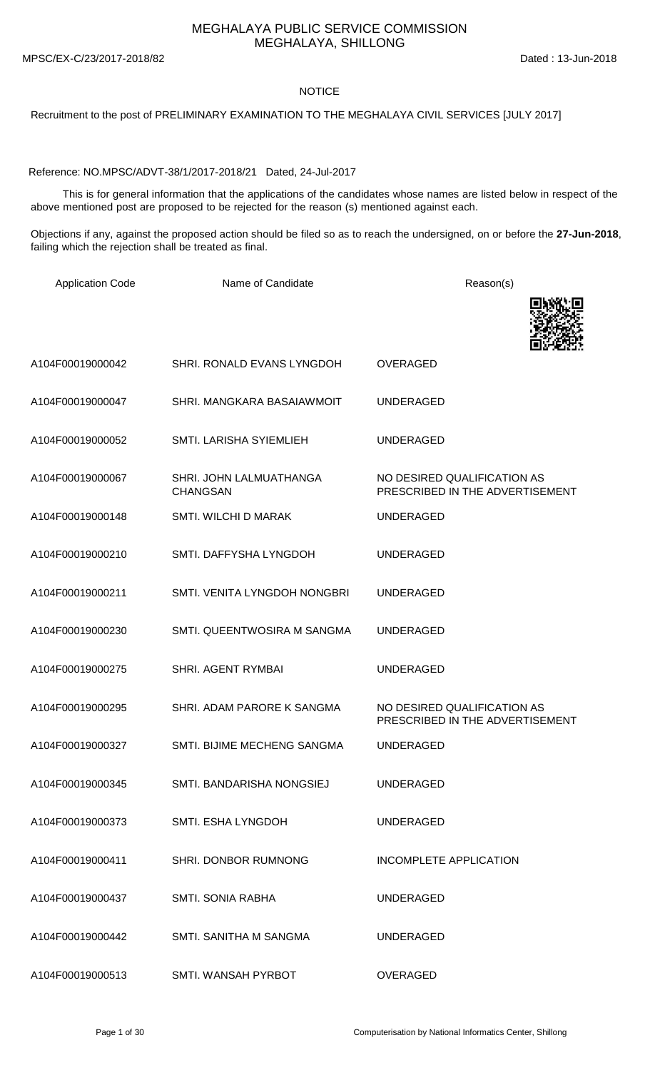# MEGHALAYA PUBLIC SERVICE COMMISSION
## MEGHALAYA, SHILLONG

MPSC/EX-C/23/2017-2018/82 Dated : 13-Jun-2018

### NOTICE

Recruitment to the post of PRELIMINARY EXAMINATION TO THE MEGHALAYA CIVIL SERVICES [JULY 2017]

Reference: NO.MPSC/ADVT-38/1/2017-2018/21 Dated, 24-Jul-2017

This is for general information that the applications of the candidates whose names are listed below in respect of the above mentioned post are proposed to be rejected for the reason (s) mentioned against each.

Objections if any, against the proposed action should be filed so as to reach the undersigned, on or before the **27-Jun-2018**, failing which the rejection shall be treated as final.

| Application Code | Name of Candidate | Reason(s) |
|---|---|---|
| A104F00019000042 | SHRI. RONALD EVANS LYNGDOH | OVERAGED |
| A104F00019000047 | SHRI. MANGKARA BASAIAWMOIT | UNDERAGED |
| A104F00019000052 | SMTI. LARISHA SYIEMLIEH | UNDERAGED |
| A104F00019000067 | SHRI. JOHN LALMUATHANGA CHANGSAN | NO DESIRED QUALIFICATION AS PRESCRIBED IN THE ADVERTISEMENT |
| A104F00019000148 | SMTI. WILCHI D MARAK | UNDERAGED |
| A104F00019000210 | SMTI. DAFFYSHA LYNGDOH | UNDERAGED |
| A104F00019000211 | SMTI. VENITA LYNGDOH NONGBRI | UNDERAGED |
| A104F00019000230 | SMTI. QUEENTWOSIRA M SANGMA | UNDERAGED |
| A104F00019000275 | SHRI. AGENT RYMBAI | UNDERAGED |
| A104F00019000295 | SHRI. ADAM PARORE K SANGMA | NO DESIRED QUALIFICATION AS PRESCRIBED IN THE ADVERTISEMENT |
| A104F00019000327 | SMTI. BIJIME MECHENG SANGMA | UNDERAGED |
| A104F00019000345 | SMTI. BANDARISHA NONGSIEJ | UNDERAGED |
| A104F00019000373 | SMTI. ESHA LYNGDOH | UNDERAGED |
| A104F00019000411 | SHRI. DONBOR RUMNONG | INCOMPLETE APPLICATION |
| A104F00019000437 | SMTI. SONIA RABHA | UNDERAGED |
| A104F00019000442 | SMTI. SANITHA M SANGMA | UNDERAGED |
| A104F00019000513 | SMTI. WANSAH PYRBOT | OVERAGED |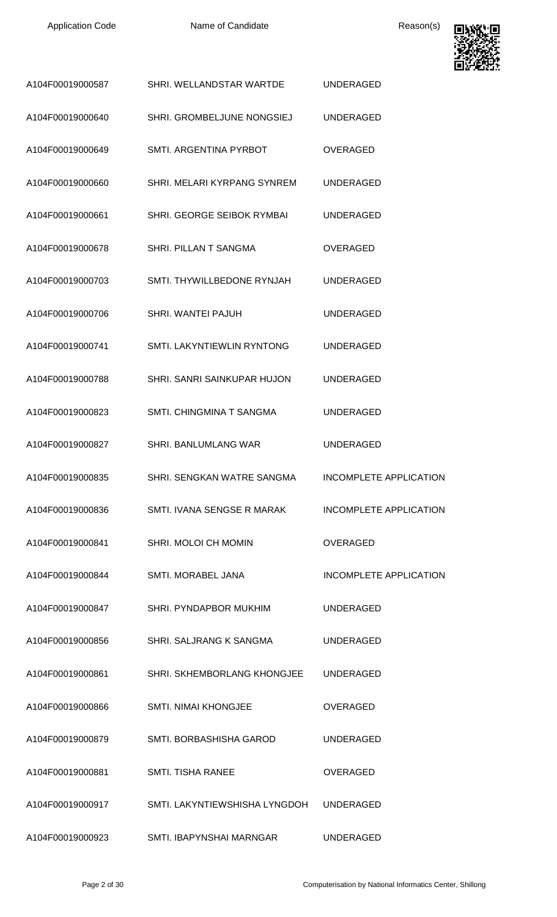| Application Code | Name of Candidate | Reason(s) |
| --- | --- | --- |
| A104F00019000587 | SHRI. WELLANDSTAR WARTDE | UNDERAGED |
| A104F00019000640 | SHRI. GROMBELJUNE NONGSIEJ | UNDERAGED |
| A104F00019000649 | SMTI. ARGENTINA PYRBOT | OVERAGED |
| A104F00019000660 | SHRI. MELARI KYRPANG SYNREM | UNDERAGED |
| A104F00019000661 | SHRI. GEORGE SEIBOK RYMBAI | UNDERAGED |
| A104F00019000678 | SHRI. PILLAN T SANGMA | OVERAGED |
| A104F00019000703 | SMTI. THYWILLBEDONE RYNJAH | UNDERAGED |
| A104F00019000706 | SHRI. WANTEI PAJUH | UNDERAGED |
| A104F00019000741 | SMTI. LAKYNTIEWLIN RYNTONG | UNDERAGED |
| A104F00019000788 | SHRI. SANRI SAINKUPAR HUJON | UNDERAGED |
| A104F00019000823 | SMTI. CHINGMINA T SANGMA | UNDERAGED |
| A104F00019000827 | SHRI. BANLUMLANG WAR | UNDERAGED |
| A104F00019000835 | SHRI. SENGKAN WATRE SANGMA | INCOMPLETE APPLICATION |
| A104F00019000836 | SMTI. IVANA SENGSE R MARAK | INCOMPLETE APPLICATION |
| A104F00019000841 | SHRI. MOLOI CH MOMIN | OVERAGED |
| A104F00019000844 | SMTI. MORABEL JANA | INCOMPLETE APPLICATION |
| A104F00019000847 | SHRI. PYNDAPBOR MUKHIM | UNDERAGED |
| A104F00019000856 | SHRI. SALJRANG K SANGMA | UNDERAGED |
| A104F00019000861 | SHRI. SKHEMBORLANG KHONGJEE | UNDERAGED |
| A104F00019000866 | SMTI. NIMAI KHONGJEE | OVERAGED |
| A104F00019000879 | SMTI. BORBASHISHA GAROD | UNDERAGED |
| A104F00019000881 | SMTI. TISHA RANEE | OVERAGED |
| A104F00019000917 | SMTI. LAKYNTIEWSHISHA LYNGDOH | UNDERAGED |
| A104F00019000923 | SMTI. IBAPYNSHAI MARNGAR | UNDERAGED |

Computerisation by National Informatics Center, Shillong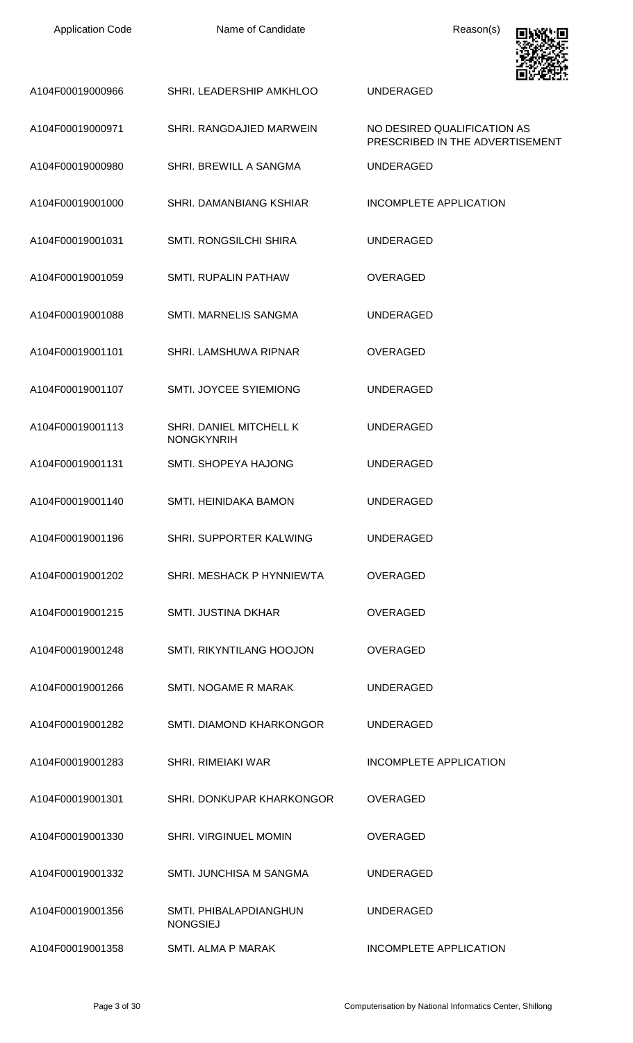| Application Code | Name of Candidate | Reason(s) |
| --- | --- | --- |
| A104F00019000966 | SHRI. LEADERSHIP AMKHLOO | UNDERAGED |
| A104F00019000971 | SHRI. RANGDAJIED MARWEIN | NO DESIRED QUALIFICATION AS PRESCRIBED IN THE ADVERTISEMENT |
| A104F00019000980 | SHRI. BREWILL A SANGMA | UNDERAGED |
| A104F00019001000 | SHRI. DAMANBIANG KSHIAR | INCOMPLETE APPLICATION |
| A104F00019001031 | SMTI. RONGSILCHI SHIRA | UNDERAGED |
| A104F00019001059 | SMTI. RUPALIN PATHAW | OVERAGED |
| A104F00019001088 | SMTI. MARNELIS SANGMA | UNDERAGED |
| A104F00019001101 | SHRI. LAMSHUWA RIPNAR | OVERAGED |
| A104F00019001107 | SMTI. JOYCEE SYIEMIONG | UNDERAGED |
| A104F00019001113 | SHRI. DANIEL MITCHELL K NONGKYNRIH | UNDERAGED |
| A104F00019001131 | SMTI. SHOPEYA HAJONG | UNDERAGED |
| A104F00019001140 | SMTI. HEINIDAKA BAMON | UNDERAGED |
| A104F00019001196 | SHRI. SUPPORTER KALWING | UNDERAGED |
| A104F00019001202 | SHRI. MESHACK P HYNNIEWTA | OVERAGED |
| A104F00019001215 | SMTI. JUSTINA DKHAR | OVERAGED |
| A104F00019001248 | SMTI. RIKYNTILANG HOOJON | OVERAGED |
| A104F00019001266 | SMTI. NOGAME R MARAK | UNDERAGED |
| A104F00019001282 | SMTI. DIAMOND KHARKONGOR | UNDERAGED |
| A104F00019001283 | SHRI. RIMEIAKI WAR | INCOMPLETE APPLICATION |
| A104F00019001301 | SHRI. DONKUPAR KHARKONGOR | OVERAGED |
| A104F00019001330 | SHRI. VIRGINUEL MOMIN | OVERAGED |
| A104F00019001332 | SMTI. JUNCHISA M SANGMA | UNDERAGED |
| A104F00019001356 | SMTI. PHIBALAPDIANGHUN NONGSIEJ | UNDERAGED |
| A104F00019001358 | SMTI. ALMA P MARAK | INCOMPLETE APPLICATION |

Computerisation by National Informatics Center, Shillong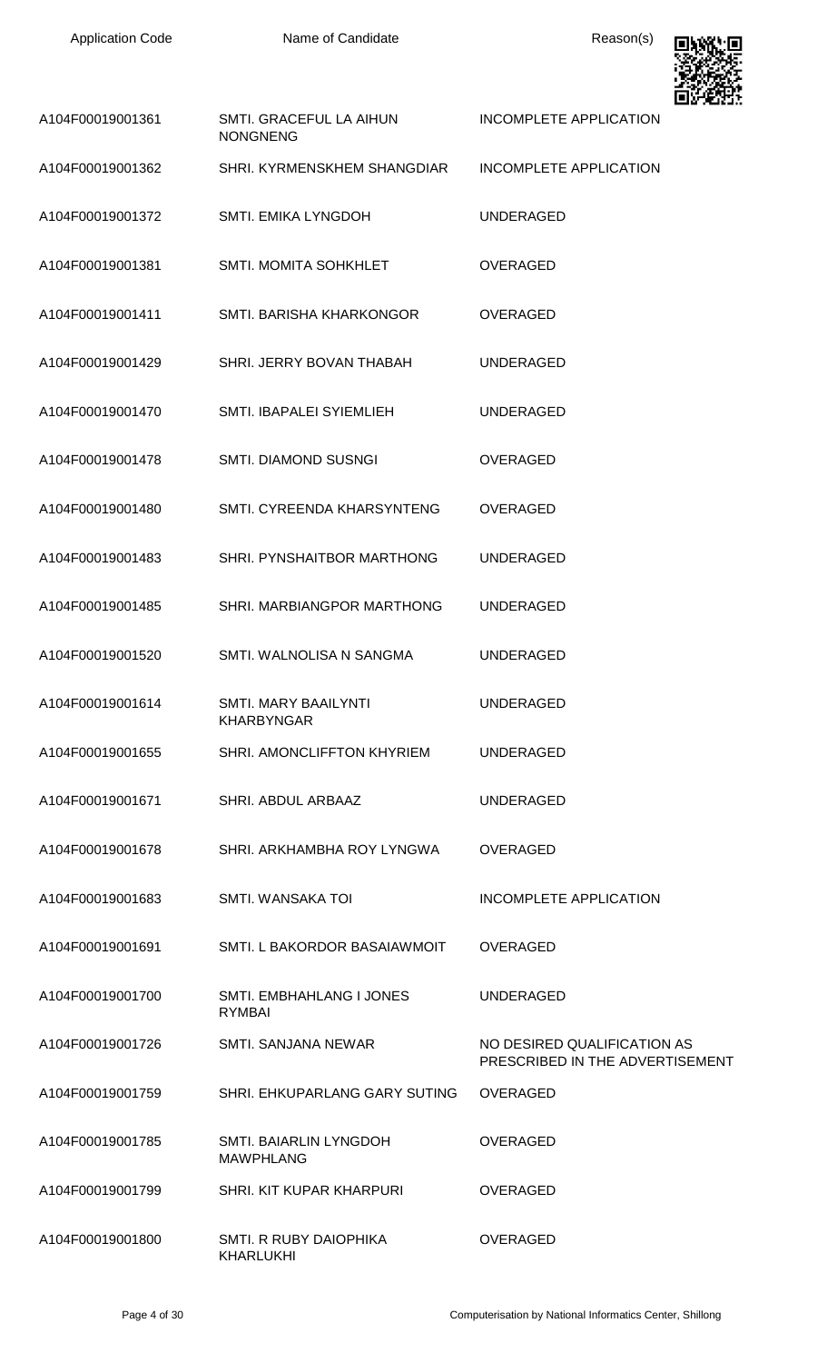| Application Code | Name of Candidate | Reason(s) |
|---|---|---|
| A104F00019001361 | SMTI. GRACEFUL LA AIHUN NONGNENG | INCOMPLETE APPLICATION |
| A104F00019001362 | SHRI. KYRMENSKHEM SHANGDIAR | INCOMPLETE APPLICATION |
| A104F00019001372 | SMTI. EMIKA LYNGDOH | UNDERAGED |
| A104F00019001381 | SMTI. MOMITA SOHKHLET | OVERAGED |
| A104F00019001411 | SMTI. BARISHA KHARKONGOR | OVERAGED |
| A104F00019001429 | SHRI. JERRY BOVAN THABAH | UNDERAGED |
| A104F00019001470 | SMTI. IBAPALEI SYIEMLIEH | UNDERAGED |
| A104F00019001478 | SMTI. DIAMOND SUSNGI | OVERAGED |
| A104F00019001480 | SMTI. CYREENDA KHARSYNTENG | OVERAGED |
| A104F00019001483 | SHRI. PYNSHAITBOR MARTHONG | UNDERAGED |
| A104F00019001485 | SHRI. MARBIANGPOR MARTHONG | UNDERAGED |
| A104F00019001520 | SMTI. WALNOLISA N SANGMA | UNDERAGED |
| A104F00019001614 | SMTI. MARY BAAILYNTI KHARBYNGAR | UNDERAGED |
| A104F00019001655 | SHRI. AMONCLIFFTON KHYRIEM | UNDERAGED |
| A104F00019001671 | SHRI. ABDUL ARBAAZ | UNDERAGED |
| A104F00019001678 | SHRI. ARKHAMBHA ROY LYNGWA | OVERAGED |
| A104F00019001683 | SMTI. WANSAKA TOI | INCOMPLETE APPLICATION |
| A104F00019001691 | SMTI. L BAKORDOR BASAIAWMOIT | OVERAGED |
| A104F00019001700 | SMTI. EMBHAHLANG I JONES RYMBAI | UNDERAGED |
| A104F00019001726 | SMTI. SANJANA NEWAR | NO DESIRED QUALIFICATION AS PRESCRIBED IN THE ADVERTISEMENT |
| A104F00019001759 | SHRI. EHKUPARLANG GARY SUTING | OVERAGED |
| A104F00019001785 | SMTI. BAIARLIN LYNGDOH MAWPHLANG | OVERAGED |
| A104F00019001799 | SHRI. KIT KUPAR KHARPURI | OVERAGED |
| A104F00019001800 | SMTI. R RUBY DAIOPHIKA KHARLUKHI | OVERAGED |

Computerisation by National Informatics Center, Shillong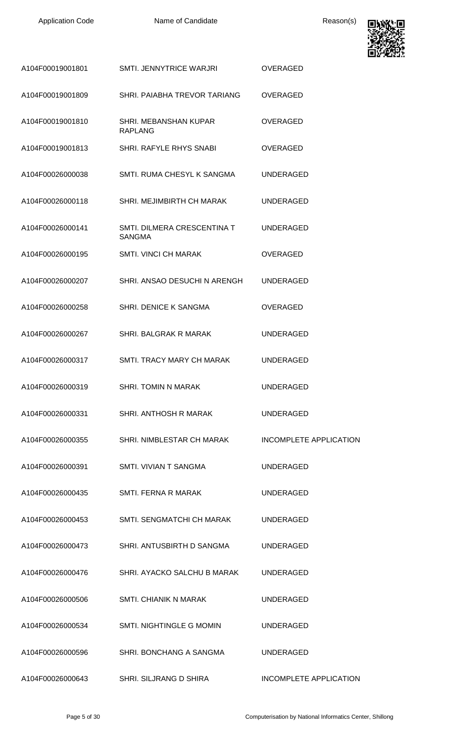| Application Code | Name of Candidate | Reason(s) |
| --- | --- | --- |
| A104F00019001801 | SMTI. JENNYTRICE WARJRI | OVERAGED |
| A104F00019001809 | SHRI. PAIABHA TREVOR TARIANG | OVERAGED |
| A104F00019001810 | SHRI. MEBANSHAN KUPAR RAPLANG | OVERAGED |
| A104F00019001813 | SHRI. RAFYLE RHYS SNABI | OVERAGED |
| A104F00026000038 | SMTI. RUMA CHESYL K SANGMA | UNDERAGED |
| A104F00026000118 | SHRI. MEJIMBIRTH CH MARAK | UNDERAGED |
| A104F00026000141 | SMTI. DILMERA CRESCENTINA T SANGMA | UNDERAGED |
| A104F00026000195 | SMTI. VINCI CH MARAK | OVERAGED |
| A104F00026000207 | SHRI. ANSAO DESUCHI N ARENGH | UNDERAGED |
| A104F00026000258 | SHRI. DENICE K SANGMA | OVERAGED |
| A104F00026000267 | SHRI. BALGRAK R MARAK | UNDERAGED |
| A104F00026000317 | SMTI. TRACY MARY CH MARAK | UNDERAGED |
| A104F00026000319 | SHRI. TOMIN N MARAK | UNDERAGED |
| A104F00026000331 | SHRI. ANTHOSH R MARAK | UNDERAGED |
| A104F00026000355 | SHRI. NIMBLESTAR CH MARAK | INCOMPLETE APPLICATION |
| A104F00026000391 | SMTI. VIVIAN T SANGMA | UNDERAGED |
| A104F00026000435 | SMTI. FERNA R MARAK | UNDERAGED |
| A104F00026000453 | SMTI. SENGMATCHI CH MARAK | UNDERAGED |
| A104F00026000473 | SHRI. ANTUSBIRTH D SANGMA | UNDERAGED |
| A104F00026000476 | SHRI. AYACKO SALCHU B MARAK | UNDERAGED |
| A104F00026000506 | SMTI. CHIANIK N MARAK | UNDERAGED |
| A104F00026000534 | SMTI. NIGHTINGLE G MOMIN | UNDERAGED |
| A104F00026000596 | SHRI. BONCHANG A SANGMA | UNDERAGED |
| A104F00026000643 | SHRI. SILJRANG D SHIRA | INCOMPLETE APPLICATION |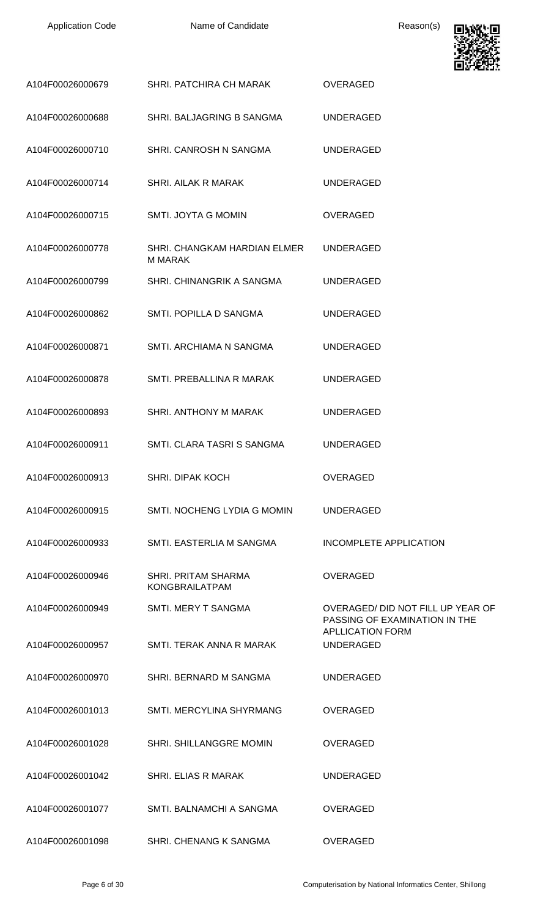| Application Code | Name of Candidate | Reason(s) |
|---|---|---|
| A104F00026000679 | SHRI. PATCHIRA CH MARAK | OVERAGED |
| A104F00026000688 | SHRI. BALJAGRING B SANGMA | UNDERAGED |
| A104F00026000710 | SHRI. CANROSH N SANGMA | UNDERAGED |
| A104F00026000714 | SHRI. AILAK R MARAK | UNDERAGED |
| A104F00026000715 | SMTI. JOYTA G MOMIN | OVERAGED |
| A104F00026000778 | SHRI. CHANGKAM HARDIAN ELMER M MARAK | UNDERAGED |
| A104F00026000799 | SHRI. CHINANGRIK A SANGMA | UNDERAGED |
| A104F00026000862 | SMTI. POPILLA D SANGMA | UNDERAGED |
| A104F00026000871 | SMTI. ARCHIAMA N SANGMA | UNDERAGED |
| A104F00026000878 | SMTI. PREBALLINA R MARAK | UNDERAGED |
| A104F00026000893 | SHRI. ANTHONY M MARAK | UNDERAGED |
| A104F00026000911 | SMTI. CLARA TASRI S SANGMA | UNDERAGED |
| A104F00026000913 | SHRI. DIPAK KOCH | OVERAGED |
| A104F00026000915 | SMTI. NOCHENG LYDIA G MOMIN | UNDERAGED |
| A104F00026000933 | SMTI. EASTERLIA M SANGMA | INCOMPLETE APPLICATION |
| A104F00026000946 | SHRI. PRITAM SHARMA KONGBRAILATPAM | OVERAGED |
| A104F00026000949 | SMTI. MERY T SANGMA | OVERAGED/ DID NOT FILL UP YEAR OF PASSING OF EXAMINATION IN THE APLLICATION FORM |
| A104F00026000957 | SMTI. TERAK ANNA R MARAK | UNDERAGED |
| A104F00026000970 | SHRI. BERNARD M SANGMA | UNDERAGED |
| A104F00026001013 | SMTI. MERCYLINA SHYRMANG | OVERAGED |
| A104F00026001028 | SHRI. SHILLANGGRE MOMIN | OVERAGED |
| A104F00026001042 | SHRI. ELIAS R MARAK | UNDERAGED |
| A104F00026001077 | SMTI. BALNAMCHI A SANGMA | OVERAGED |
| A104F00026001098 | SHRI. CHENANG K SANGMA | OVERAGED |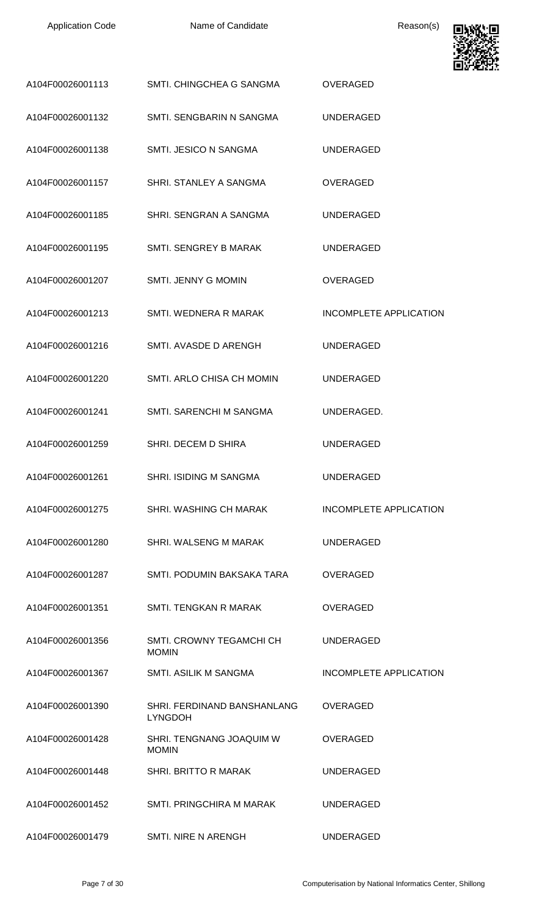| Application Code | Name of Candidate | Reason(s) |
|---|---|---|
| A104F00026001113 | SMTI. CHINGCHEA G SANGMA | OVERAGED |
| A104F00026001132 | SMTI. SENGBARIN N SANGMA | UNDERAGED |
| A104F00026001138 | SMTI. JESICO N SANGMA | UNDERAGED |
| A104F00026001157 | SHRI. STANLEY A SANGMA | OVERAGED |
| A104F00026001185 | SHRI. SENGRAN A SANGMA | UNDERAGED |
| A104F00026001195 | SMTI. SENGREY B MARAK | UNDERAGED |
| A104F00026001207 | SMTI. JENNY G MOMIN | OVERAGED |
| A104F00026001213 | SMTI. WEDNERA R MARAK | INCOMPLETE APPLICATION |
| A104F00026001216 | SMTI. AVASDE D ARENGH | UNDERAGED |
| A104F00026001220 | SMTI. ARLO CHISA CH MOMIN | UNDERAGED |
| A104F00026001241 | SMTI. SARENCHI M SANGMA | UNDERAGED. |
| A104F00026001259 | SHRI. DECEM D SHIRA | UNDERAGED |
| A104F00026001261 | SHRI. ISIDING M SANGMA | UNDERAGED |
| A104F00026001275 | SHRI. WASHING CH MARAK | INCOMPLETE APPLICATION |
| A104F00026001280 | SHRI. WALSENG M MARAK | UNDERAGED |
| A104F00026001287 | SMTI. PODUMIN BAKSAKA TARA | OVERAGED |
| A104F00026001351 | SMTI. TENGKAN R MARAK | OVERAGED |
| A104F00026001356 | SMTI. CROWNY TEGAMCHI CH MOMIN | UNDERAGED |
| A104F00026001367 | SMTI. ASILIK M SANGMA | INCOMPLETE APPLICATION |
| A104F00026001390 | SHRI. FERDINAND BANSHANLANG LYNGDOH | OVERAGED |
| A104F00026001428 | SHRI. TENGNANG JOAQUIM W MOMIN | OVERAGED |
| A104F00026001448 | SHRI. BRITTO R MARAK | UNDERAGED |
| A104F00026001452 | SMTI. PRINGCHIRA M MARAK | UNDERAGED |
| A104F00026001479 | SMTI. NIRE N ARENGH | UNDERAGED |

Computerisation by National Informatics Center, Shillong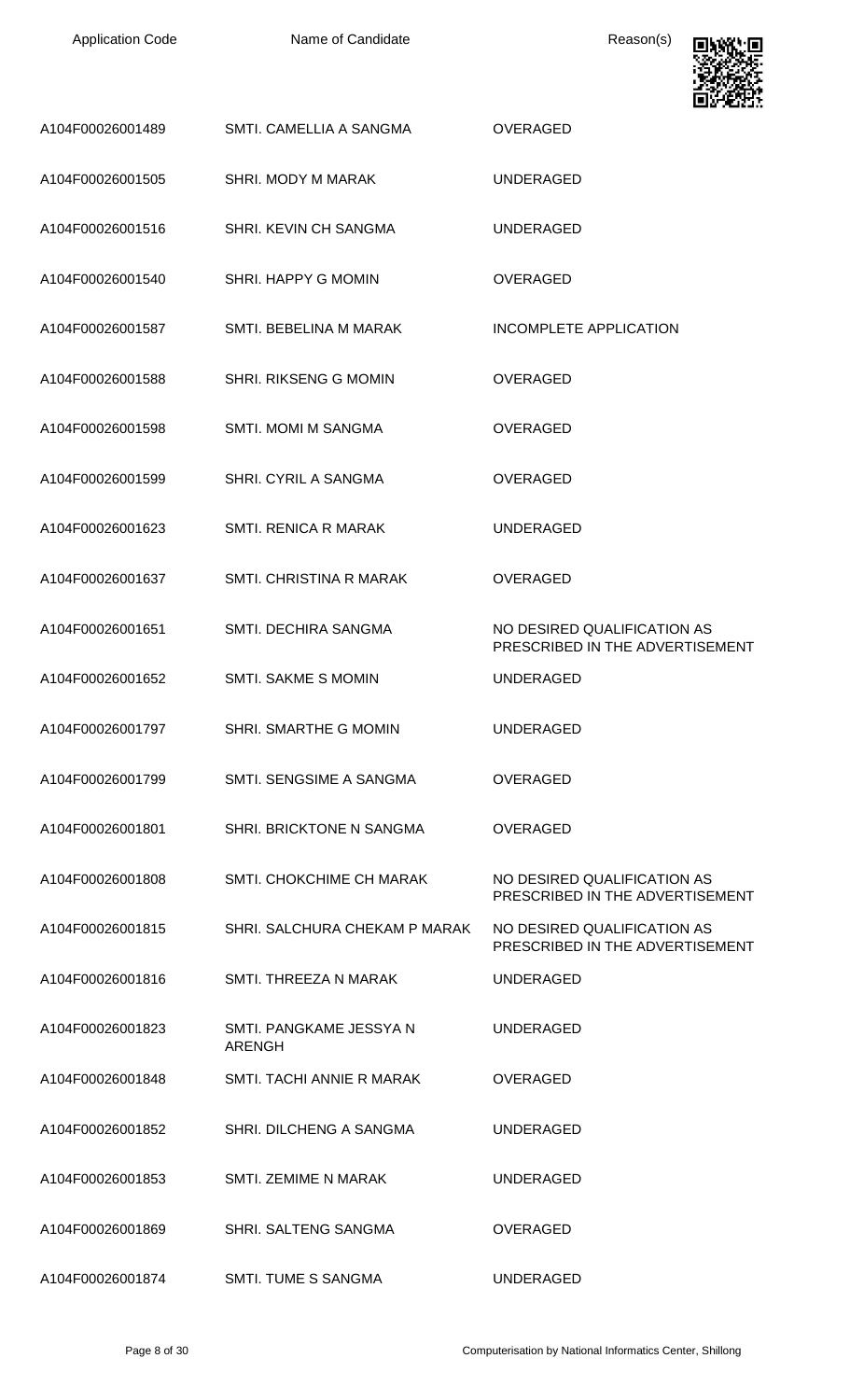| Application Code | Name of Candidate | Reason(s) |
| --- | --- | --- |
| A104F00026001489 | SMTI. CAMELLIA A SANGMA | OVERAGED |
| A104F00026001505 | SHRI. MODY M MARAK | UNDERAGED |
| A104F00026001516 | SHRI. KEVIN CH SANGMA | UNDERAGED |
| A104F00026001540 | SHRI. HAPPY G MOMIN | OVERAGED |
| A104F00026001587 | SMTI. BEBELINA M MARAK | INCOMPLETE APPLICATION |
| A104F00026001588 | SHRI. RIKSENG G MOMIN | OVERAGED |
| A104F00026001598 | SMTI. MOMI M SANGMA | OVERAGED |
| A104F00026001599 | SHRI. CYRIL A SANGMA | OVERAGED |
| A104F00026001623 | SMTI. RENICA R MARAK | UNDERAGED |
| A104F00026001637 | SMTI. CHRISTINA R MARAK | OVERAGED |
| A104F00026001651 | SMTI. DECHIRA SANGMA | NO DESIRED QUALIFICATION AS PRESCRIBED IN THE ADVERTISEMENT |
| A104F00026001652 | SMTI. SAKME S MOMIN | UNDERAGED |
| A104F00026001797 | SHRI. SMARTHE G MOMIN | UNDERAGED |
| A104F00026001799 | SMTI. SENGSIME A SANGMA | OVERAGED |
| A104F00026001801 | SHRI. BRICKTONE N SANGMA | OVERAGED |
| A104F00026001808 | SMTI. CHOKCHIME CH MARAK | NO DESIRED QUALIFICATION AS PRESCRIBED IN THE ADVERTISEMENT |
| A104F00026001815 | SHRI. SALCHURA CHEKAM P MARAK | NO DESIRED QUALIFICATION AS PRESCRIBED IN THE ADVERTISEMENT |
| A104F00026001816 | SMTI. THREEZA N MARAK | UNDERAGED |
| A104F00026001823 | SMTI. PANGKAME JESSYA N ARENGH | UNDERAGED |
| A104F00026001848 | SMTI. TACHI ANNIE R MARAK | OVERAGED |
| A104F00026001852 | SHRI. DILCHENG A SANGMA | UNDERAGED |
| A104F00026001853 | SMTI. ZEMIME N MARAK | UNDERAGED |
| A104F00026001869 | SHRI. SALTENG SANGMA | OVERAGED |
| A104F00026001874 | SMTI. TUME S SANGMA | UNDERAGED |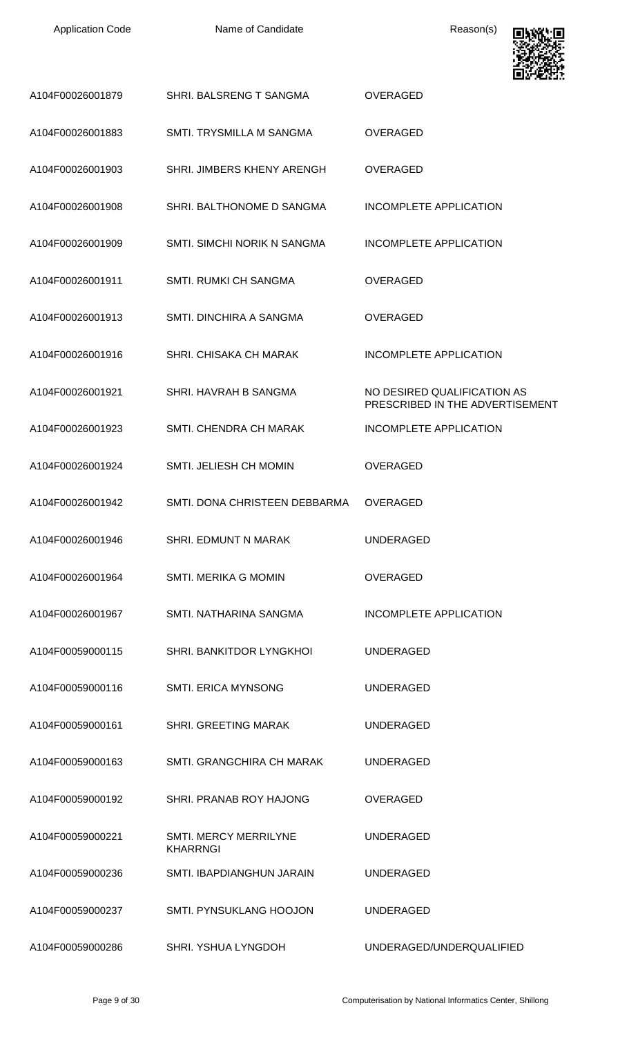| Application Code | Name of Candidate | Reason(s) |
|---|---|---|
| A104F00026001879 | SHRI. BALSRENG T SANGMA | OVERAGED |
| A104F00026001883 | SMTI. TRYSMILLA M SANGMA | OVERAGED |
| A104F00026001903 | SHRI. JIMBERS KHENY ARENGH | OVERAGED |
| A104F00026001908 | SHRI. BALTHONOME D SANGMA | INCOMPLETE APPLICATION |
| A104F00026001909 | SMTI. SIMCHI NORIK N SANGMA | INCOMPLETE APPLICATION |
| A104F00026001911 | SMTI. RUMKI CH SANGMA | OVERAGED |
| A104F00026001913 | SMTI. DINCHIRA A SANGMA | OVERAGED |
| A104F00026001916 | SHRI. CHISAKA CH MARAK | INCOMPLETE APPLICATION |
| A104F00026001921 | SHRI. HAVRAH B SANGMA | NO DESIRED QUALIFICATION AS PRESCRIBED IN THE ADVERTISEMENT |
| A104F00026001923 | SMTI. CHENDRA CH MARAK | INCOMPLETE APPLICATION |
| A104F00026001924 | SMTI. JELIESH CH MOMIN | OVERAGED |
| A104F00026001942 | SMTI. DONA CHRISTEEN DEBBARMA | OVERAGED |
| A104F00026001946 | SHRI. EDMUNT N MARAK | UNDERAGED |
| A104F00026001964 | SMTI. MERIKA G MOMIN | OVERAGED |
| A104F00026001967 | SMTI. NATHARINA SANGMA | INCOMPLETE APPLICATION |
| A104F00059000115 | SHRI. BANKITDOR LYNGKHOI | UNDERAGED |
| A104F00059000116 | SMTI. ERICA MYNSONG | UNDERAGED |
| A104F00059000161 | SHRI. GREETING MARAK | UNDERAGED |
| A104F00059000163 | SMTI. GRANGCHIRA CH MARAK | UNDERAGED |
| A104F00059000192 | SHRI. PRANAB ROY HAJONG | OVERAGED |
| A104F00059000221 | SMTI. MERCY MERRILYNE KHARRNGI | UNDERAGED |
| A104F00059000236 | SMTI. IBAPDIANGHUN JARAIN | UNDERAGED |
| A104F00059000237 | SMTI. PYNSUKLANG HOOJON | UNDERAGED |
| A104F00059000286 | SHRI. YSHUA LYNGDOH | UNDERAGED/UNDERQUALIFIED |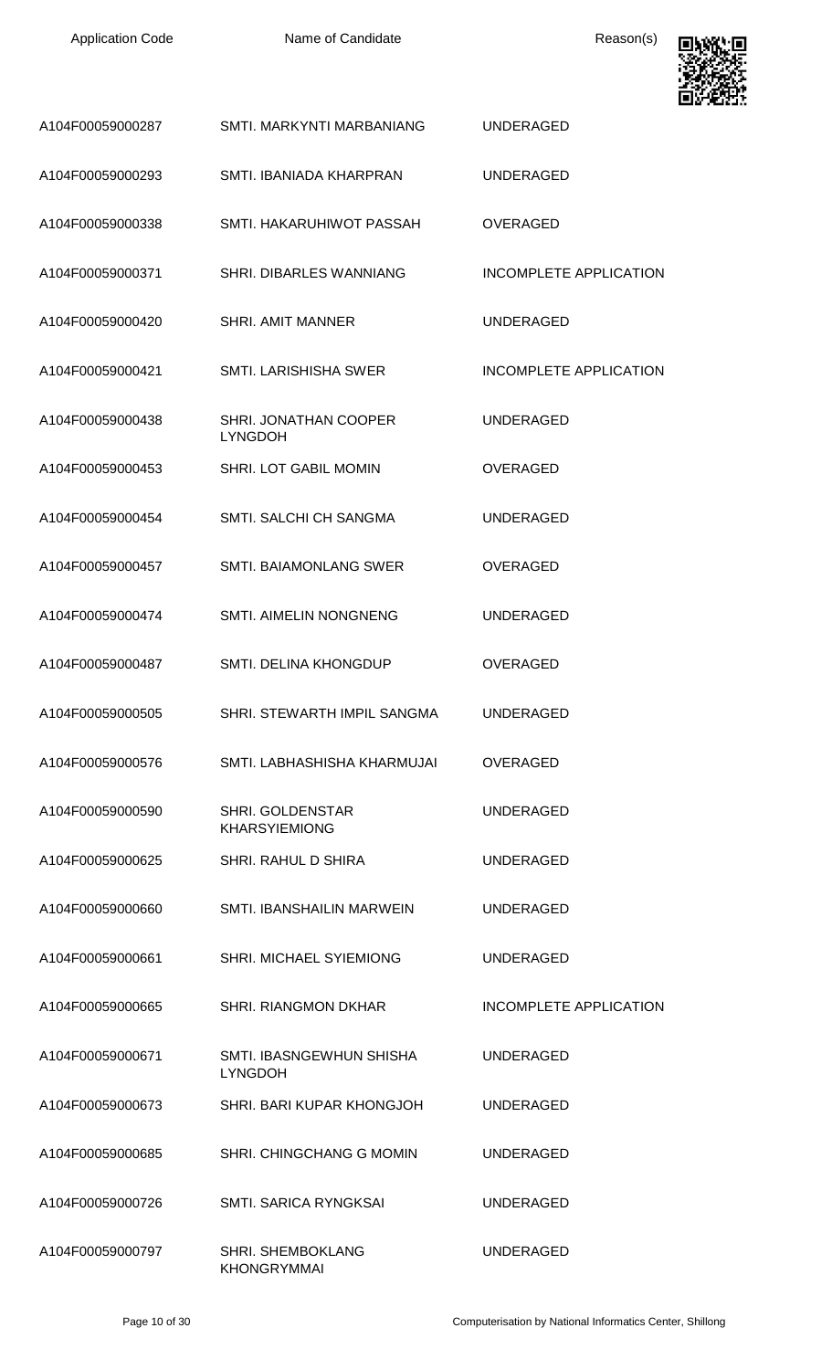| Application Code | Name of Candidate | Reason(s) |
|---|---|---|
| A104F00059000287 | SMTI. MARKYNTI MARBANIANG | UNDERAGED |
| A104F00059000293 | SMTI. IBANIADA KHARPRAN | UNDERAGED |
| A104F00059000338 | SMTI. HAKARUHIWOT PASSAH | OVERAGED |
| A104F00059000371 | SHRI. DIBARLES WANNIANG | INCOMPLETE APPLICATION |
| A104F00059000420 | SHRI. AMIT MANNER | UNDERAGED |
| A104F00059000421 | SMTI. LARISHISHA SWER | INCOMPLETE APPLICATION |
| A104F00059000438 | SHRI. JONATHAN COOPER LYNGDOH | UNDERAGED |
| A104F00059000453 | SHRI. LOT GABIL MOMIN | OVERAGED |
| A104F00059000454 | SMTI. SALCHI CH SANGMA | UNDERAGED |
| A104F00059000457 | SMTI. BAIAMONLANG SWER | OVERAGED |
| A104F00059000474 | SMTI. AIMELIN NONGNENG | UNDERAGED |
| A104F00059000487 | SMTI. DELINA KHONGDUP | OVERAGED |
| A104F00059000505 | SHRI. STEWARTH IMPIL SANGMA | UNDERAGED |
| A104F00059000576 | SMTI. LABHASHISHA KHARMUJAI | OVERAGED |
| A104F00059000590 | SHRI. GOLDENSTAR KHARSYIEMIONG | UNDERAGED |
| A104F00059000625 | SHRI. RAHUL D SHIRA | UNDERAGED |
| A104F00059000660 | SMTI. IBANSHAILIN MARWEIN | UNDERAGED |
| A104F00059000661 | SHRI. MICHAEL SYIEMIONG | UNDERAGED |
| A104F00059000665 | SHRI. RIANGMON DKHAR | INCOMPLETE APPLICATION |
| A104F00059000671 | SMTI. IBASNGEWHUN SHISHA LYNGDOH | UNDERAGED |
| A104F00059000673 | SHRI. BARI KUPAR KHONGJOH | UNDERAGED |
| A104F00059000685 | SHRI. CHINGCHANG G MOMIN | UNDERAGED |
| A104F00059000726 | SMTI. SARICA RYNGKSAI | UNDERAGED |
| A104F00059000797 | SHRI. SHEMBOKLANG KHONGRYMMAI | UNDERAGED |

Computerisation by National Informatics Center, Shillong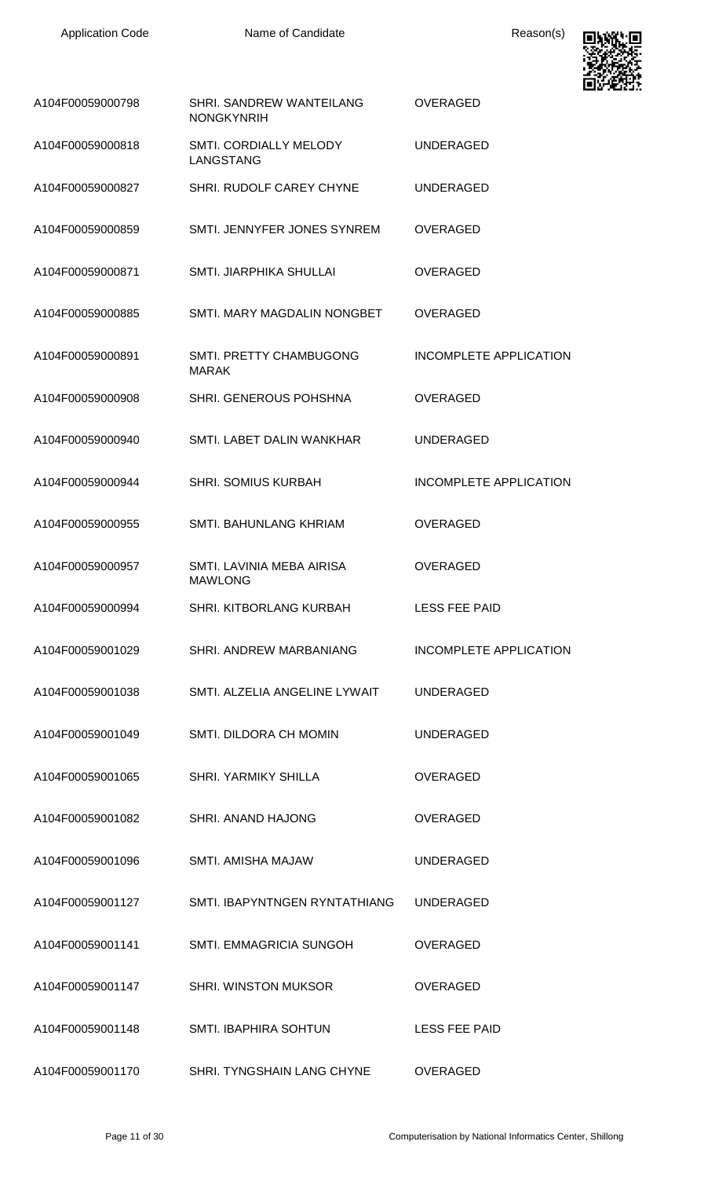| Application Code | Name of Candidate | Reason(s) |
| --- | --- | --- |
| A104F00059000798 | SHRI. SANDREW WANTEILANG NONGKYNRIH | OVERAGED |
| A104F00059000818 | SMTI. CORDIALLY MELODY LANGSTANG | UNDERAGED |
| A104F00059000827 | SHRI. RUDOLF CAREY CHYNE | UNDERAGED |
| A104F00059000859 | SMTI. JENNYFER JONES SYNREM | OVERAGED |
| A104F00059000871 | SMTI. JIARPHIKA SHULLAI | OVERAGED |
| A104F00059000885 | SMTI. MARY MAGDALIN NONGBET | OVERAGED |
| A104F00059000891 | SMTI. PRETTY CHAMBUGONG MARAK | INCOMPLETE APPLICATION |
| A104F00059000908 | SHRI. GENEROUS POHSHNA | OVERAGED |
| A104F00059000940 | SMTI. LABET DALIN WANKHAR | UNDERAGED |
| A104F00059000944 | SHRI. SOMIUS KURBAH | INCOMPLETE APPLICATION |
| A104F00059000955 | SMTI. BAHUNLANG KHRIAM | OVERAGED |
| A104F00059000957 | SMTI. LAVINIA MEBA AIRISA MAWLONG | OVERAGED |
| A104F00059000994 | SHRI. KITBORLANG KURBAH | LESS FEE PAID |
| A104F00059001029 | SHRI. ANDREW MARBANIANG | INCOMPLETE APPLICATION |
| A104F00059001038 | SMTI. ALZELIA ANGELINE LYWAIT | UNDERAGED |
| A104F00059001049 | SMTI. DILDORA CH MOMIN | UNDERAGED |
| A104F00059001065 | SHRI. YARMIKY SHILLA | OVERAGED |
| A104F00059001082 | SHRI. ANAND HAJONG | OVERAGED |
| A104F00059001096 | SMTI. AMISHA MAJAW | UNDERAGED |
| A104F00059001127 | SMTI. IBAPYNTNGEN RYNTATHIANG | UNDERAGED |
| A104F00059001141 | SMTI. EMMAGRICIA SUNGOH | OVERAGED |
| A104F00059001147 | SHRI. WINSTON MUKSOR | OVERAGED |
| A104F00059001148 | SMTI. IBAPHIRA SOHTUN | LESS FEE PAID |
| A104F00059001170 | SHRI. TYNGSHAIN LANG CHYNE | OVERAGED |

Computerisation by National Informatics Center, Shillong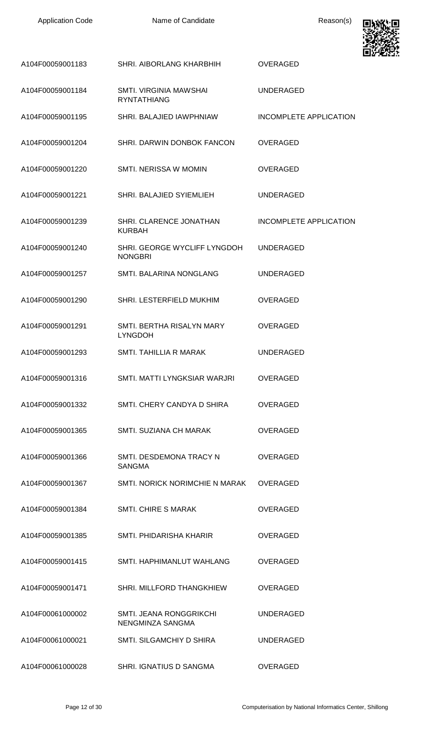| Application Code | Name of Candidate | Reason(s) |
|---|---|---|
| A104F00059001183 | SHRI. AIBORLANG KHARBHIH | OVERAGED |
| A104F00059001184 | SMTI. VIRGINIA MAWSHAI RYNTATHIANG | UNDERAGED |
| A104F00059001195 | SHRI. BALAJIED IAWPHNIAW | INCOMPLETE APPLICATION |
| A104F00059001204 | SHRI. DARWIN DONBOK FANCON | OVERAGED |
| A104F00059001220 | SMTI. NERISSA W MOMIN | OVERAGED |
| A104F00059001221 | SHRI. BALAJIED SYIEMLIEH | UNDERAGED |
| A104F00059001239 | SHRI. CLARENCE JONATHAN KURBAH | INCOMPLETE APPLICATION |
| A104F00059001240 | SHRI. GEORGE WYCLIFF LYNGDOH NONGBRI | UNDERAGED |
| A104F00059001257 | SMTI. BALARINA NONGLANG | UNDERAGED |
| A104F00059001290 | SHRI. LESTERFIELD MUKHIM | OVERAGED |
| A104F00059001291 | SMTI. BERTHA RISALYN MARY LYNGDOH | OVERAGED |
| A104F00059001293 | SMTI. TAHILLIA R MARAK | UNDERAGED |
| A104F00059001316 | SMTI. MATTI LYNGKSIAR WARJRI | OVERAGED |
| A104F00059001332 | SMTI. CHERY CANDYA D SHIRA | OVERAGED |
| A104F00059001365 | SMTI. SUZIANA CH MARAK | OVERAGED |
| A104F00059001366 | SMTI. DESDEMONA TRACY N SANGMA | OVERAGED |
| A104F00059001367 | SMTI. NORICK NORIMCHIE N MARAK | OVERAGED |
| A104F00059001384 | SMTI. CHIRE S MARAK | OVERAGED |
| A104F00059001385 | SMTI. PHIDARISHA KHARIR | OVERAGED |
| A104F00059001415 | SMTI. HAPHIMANLUT WAHLANG | OVERAGED |
| A104F00059001471 | SHRI. MILLFORD THANGKHIEW | OVERAGED |
| A104F00061000002 | SMTI. JEANA RONGGRIKCHI NENGMINZA SANGMA | UNDERAGED |
| A104F00061000021 | SMTI. SILGAMCHIY D SHIRA | UNDERAGED |
| A104F00061000028 | SHRI. IGNATIUS D SANGMA | OVERAGED |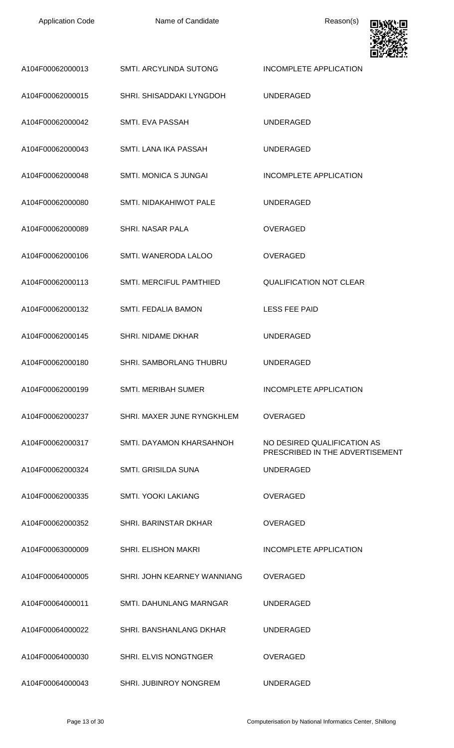| Application Code | Name of Candidate | Reason(s) |
|---|---|---|
| A104F00062000013 | SMTI. ARCYLINDA SUTONG | INCOMPLETE APPLICATION |
| A104F00062000015 | SHRI. SHISADDAKI LYNGDOH | UNDERAGED |
| A104F00062000042 | SMTI. EVA PASSAH | UNDERAGED |
| A104F00062000043 | SMTI. LANA IKA PASSAH | UNDERAGED |
| A104F00062000048 | SMTI. MONICA S JUNGAI | INCOMPLETE APPLICATION |
| A104F00062000080 | SMTI. NIDAKAHIWOT PALE | UNDERAGED |
| A104F00062000089 | SHRI. NASAR PALA | OVERAGED |
| A104F00062000106 | SMTI. WANERODA LALOO | OVERAGED |
| A104F00062000113 | SMTI. MERCIFUL PAMTHIED | QUALIFICATION NOT CLEAR |
| A104F00062000132 | SMTI. FEDALIA BAMON | LESS FEE PAID |
| A104F00062000145 | SHRI. NIDAME DKHAR | UNDERAGED |
| A104F00062000180 | SHRI. SAMBORLANG THUBRU | UNDERAGED |
| A104F00062000199 | SMTI. MERIBAH SUMER | INCOMPLETE APPLICATION |
| A104F00062000237 | SHRI. MAXER JUNE RYNGKHLEM | OVERAGED |
| A104F00062000317 | SMTI. DAYAMON KHARSAHNOH | NO DESIRED QUALIFICATION AS PRESCRIBED IN THE ADVERTISEMENT |
| A104F00062000324 | SMTI. GRISILDA SUNA | UNDERAGED |
| A104F00062000335 | SMTI. YOOKI LAKIANG | OVERAGED |
| A104F00062000352 | SHRI. BARINSTAR DKHAR | OVERAGED |
| A104F00063000009 | SHRI. ELISHON MAKRI | INCOMPLETE APPLICATION |
| A104F00064000005 | SHRI. JOHN KEARNEY WANNIANG | OVERAGED |
| A104F00064000011 | SMTI. DAHUNLANG MARNGAR | UNDERAGED |
| A104F00064000022 | SHRI. BANSHANLANG DKHAR | UNDERAGED |
| A104F00064000030 | SHRI. ELVIS NONGTNGER | OVERAGED |
| A104F00064000043 | SHRI. JUBINROY NONGREM | UNDERAGED |

Computerisation by National Informatics Center, Shillong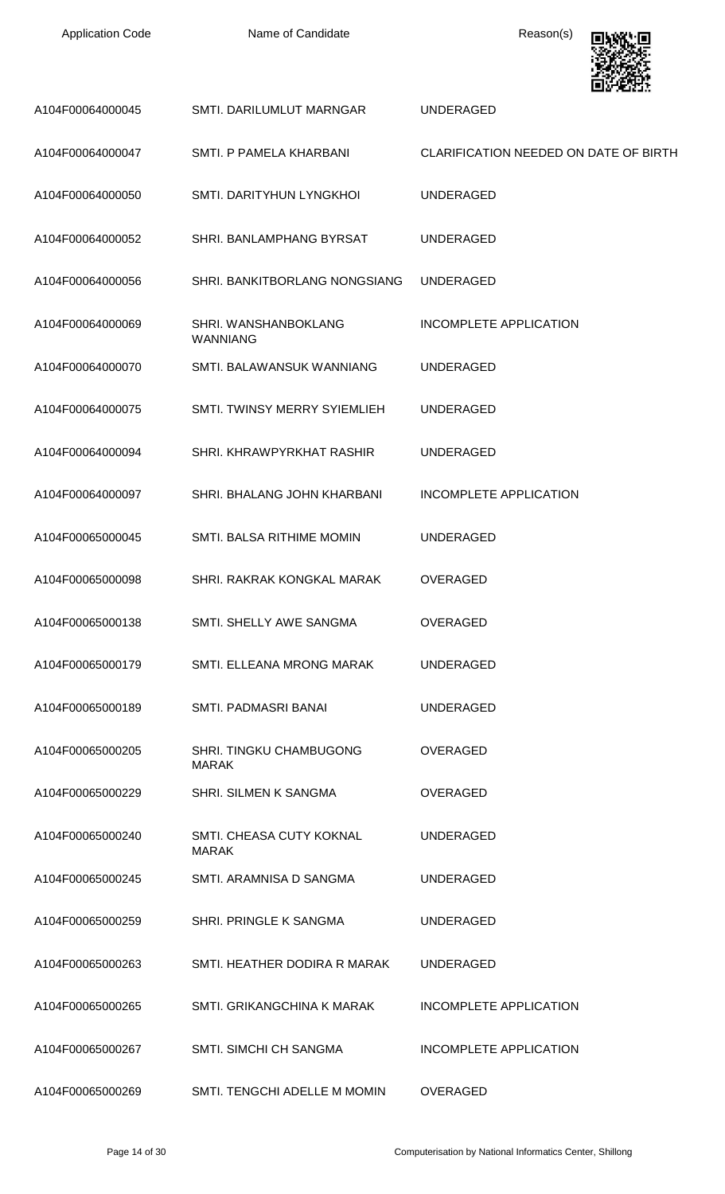| Application Code | Name of Candidate | Reason(s) |
| --- | --- | --- |
| A104F00064000045 | SMTI. DARILUMLUT MARNGAR | UNDERAGED |
| A104F00064000047 | SMTI. P PAMELA KHARBANI | CLARIFICATION NEEDED ON DATE OF BIRTH |
| A104F00064000050 | SMTI. DARITYHUN LYNGKHOI | UNDERAGED |
| A104F00064000052 | SHRI. BANLAMPHANG BYRSAT | UNDERAGED |
| A104F00064000056 | SHRI. BANKITBORLANG NONGSIANG | UNDERAGED |
| A104F00064000069 | SHRI. WANSHANBOKLANG WANNIANG | INCOMPLETE APPLICATION |
| A104F00064000070 | SMTI. BALAWANSUK WANNIANG | UNDERAGED |
| A104F00064000075 | SMTI. TWINSY MERRY SYIEMLIEH | UNDERAGED |
| A104F00064000094 | SHRI. KHRAWPYRKHAT RASHIR | UNDERAGED |
| A104F00064000097 | SHRI. BHALANG JOHN KHARBANI | INCOMPLETE APPLICATION |
| A104F00065000045 | SMTI. BALSA RITHIME MOMIN | UNDERAGED |
| A104F00065000098 | SHRI. RAKRAK KONGKAL MARAK | OVERAGED |
| A104F00065000138 | SMTI. SHELLY AWE SANGMA | OVERAGED |
| A104F00065000179 | SMTI. ELLEANA MRONG MARAK | UNDERAGED |
| A104F00065000189 | SMTI. PADMASRI BANAI | UNDERAGED |
| A104F00065000205 | SHRI. TINGKU CHAMBUGONG MARAK | OVERAGED |
| A104F00065000229 | SHRI. SILMEN K SANGMA | OVERAGED |
| A104F00065000240 | SMTI. CHEASA CUTY KOKNAL MARAK | UNDERAGED |
| A104F00065000245 | SMTI. ARAMNISA D SANGMA | UNDERAGED |
| A104F00065000259 | SHRI. PRINGLE K SANGMA | UNDERAGED |
| A104F00065000263 | SMTI. HEATHER DODIRA R MARAK | UNDERAGED |
| A104F00065000265 | SMTI. GRIKANGCHINA K MARAK | INCOMPLETE APPLICATION |
| A104F00065000267 | SMTI. SIMCHI CH SANGMA | INCOMPLETE APPLICATION |
| A104F00065000269 | SMTI. TENGCHI ADELLE M MOMIN | OVERAGED |

Computerisation by National Informatics Center, Shillong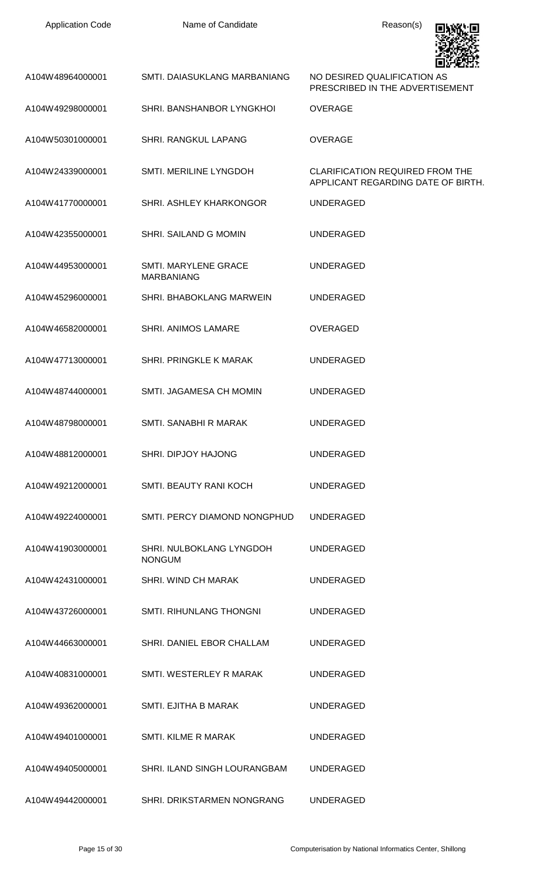| Application Code | Name of Candidate | Reason(s) |
|---|---|---|
| A104W48964000001 | SMTI. DAIASUKLANG MARBANIANG | NO DESIRED QUALIFICATION AS PRESCRIBED IN THE ADVERTISEMENT |
| A104W49298000001 | SHRI. BANSHANBOR LYNGKHOI | OVERAGE |
| A104W50301000001 | SHRI. RANGKUL LAPANG | OVERAGE |
| A104W24339000001 | SMTI. MERILINE LYNGDOH | CLARIFICATION REQUIRED FROM THE APPLICANT REGARDING DATE OF BIRTH. |
| A104W41770000001 | SHRI. ASHLEY KHARKONGOR | UNDERAGED |
| A104W42355000001 | SHRI. SAILAND G MOMIN | UNDERAGED |
| A104W44953000001 | SMTI. MARYLENE GRACE MARBANIANG | UNDERAGED |
| A104W45296000001 | SHRI. BHABOKLANG MARWEIN | UNDERAGED |
| A104W46582000001 | SHRI. ANIMOS LAMARE | OVERAGED |
| A104W47713000001 | SHRI. PRINGKLE K MARAK | UNDERAGED |
| A104W48744000001 | SMTI. JAGAMESA CH MOMIN | UNDERAGED |
| A104W48798000001 | SMTI. SANABHI R MARAK | UNDERAGED |
| A104W48812000001 | SHRI. DIPJOY HAJONG | UNDERAGED |
| A104W49212000001 | SMTI. BEAUTY RANI KOCH | UNDERAGED |
| A104W49224000001 | SMTI. PERCY DIAMOND NONGPHUD | UNDERAGED |
| A104W41903000001 | SHRI. NULBOKLANG LYNGDOH NONGUM | UNDERAGED |
| A104W42431000001 | SHRI. WIND CH MARAK | UNDERAGED |
| A104W43726000001 | SMTI. RIHUNLANG THONGNI | UNDERAGED |
| A104W44663000001 | SHRI. DANIEL EBOR CHALLAM | UNDERAGED |
| A104W40831000001 | SMTI. WESTERLEY R MARAK | UNDERAGED |
| A104W49362000001 | SMTI. EJITHA B MARAK | UNDERAGED |
| A104W49401000001 | SMTI. KILME R MARAK | UNDERAGED |
| A104W49405000001 | SHRI. ILAND SINGH LOURANGBAM | UNDERAGED |
| A104W49442000001 | SHRI. DRIKSTARMEN NONGRANG | UNDERAGED |

Computerisation by National Informatics Center, Shillong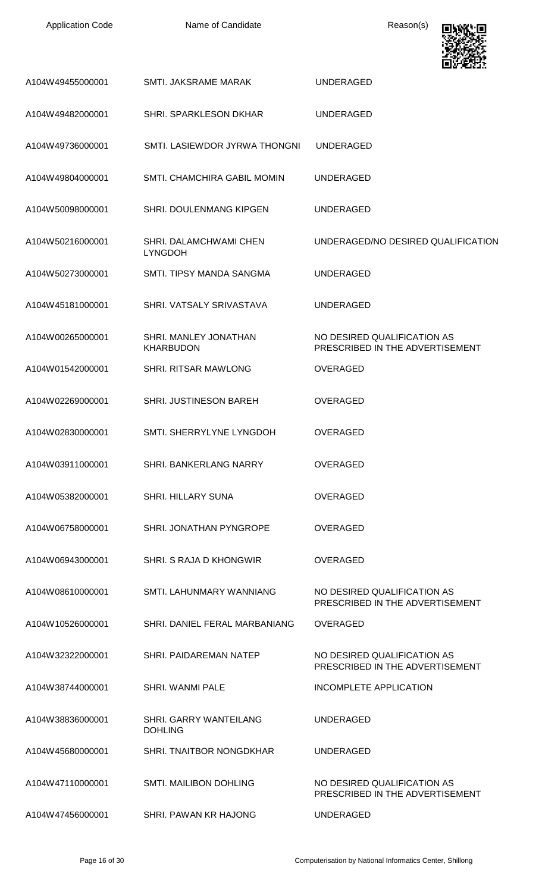| Application Code | Name of Candidate | Reason(s) |
| --- | --- | --- |
| A104W49455000001 | SMTI. JAKSRAME MARAK | UNDERAGED |
| A104W49482000001 | SHRI. SPARKLESON DKHAR | UNDERAGED |
| A104W49736000001 | SMTI. LASIEWDOR JYRWA THONGNI | UNDERAGED |
| A104W49804000001 | SMTI. CHAMCHIRA GABIL MOMIN | UNDERAGED |
| A104W50098000001 | SHRI. DOULENMANG KIPGEN | UNDERAGED |
| A104W50216000001 | SHRI. DALAMCHWAMI CHEN LYNGDOH | UNDERAGED/NO DESIRED QUALIFICATION |
| A104W50273000001 | SMTI. TIPSY MANDA SANGMA | UNDERAGED |
| A104W45181000001 | SHRI. VATSALY SRIVASTAVA | UNDERAGED |
| A104W00265000001 | SHRI. MANLEY JONATHAN KHARBUDON | NO DESIRED QUALIFICATION AS PRESCRIBED IN THE ADVERTISEMENT |
| A104W01542000001 | SHRI. RITSAR MAWLONG | OVERAGED |
| A104W02269000001 | SHRI. JUSTINESON BAREH | OVERAGED |
| A104W02830000001 | SMTI. SHERRYLYNE LYNGDOH | OVERAGED |
| A104W03911000001 | SHRI. BANKERLANG NARRY | OVERAGED |
| A104W05382000001 | SHRI. HILLARY SUNA | OVERAGED |
| A104W06758000001 | SHRI. JONATHAN PYNGROPE | OVERAGED |
| A104W06943000001 | SHRI. S RAJA D KHONGWIR | OVERAGED |
| A104W08610000001 | SMTI. LAHUNMARY WANNIANG | NO DESIRED QUALIFICATION AS PRESCRIBED IN THE ADVERTISEMENT |
| A104W10526000001 | SHRI. DANIEL FERAL MARBANIANG | OVERAGED |
| A104W32322000001 | SHRI. PAIDAREMAN NATEP | NO DESIRED QUALIFICATION AS PRESCRIBED IN THE ADVERTISEMENT |
| A104W38744000001 | SHRI. WANMI PALE | INCOMPLETE APPLICATION |
| A104W38836000001 | SHRI. GARRY WANTEILANG DOHLING | UNDERAGED |
| A104W45680000001 | SHRI. TNAITBOR NONGDKHAR | UNDERAGED |
| A104W47110000001 | SMTI. MAILIBON DOHLING | NO DESIRED QUALIFICATION AS PRESCRIBED IN THE ADVERTISEMENT |
| A104W47456000001 | SHRI. PAWAN KR HAJONG | UNDERAGED |

Computerisation by National Informatics Center, Shillong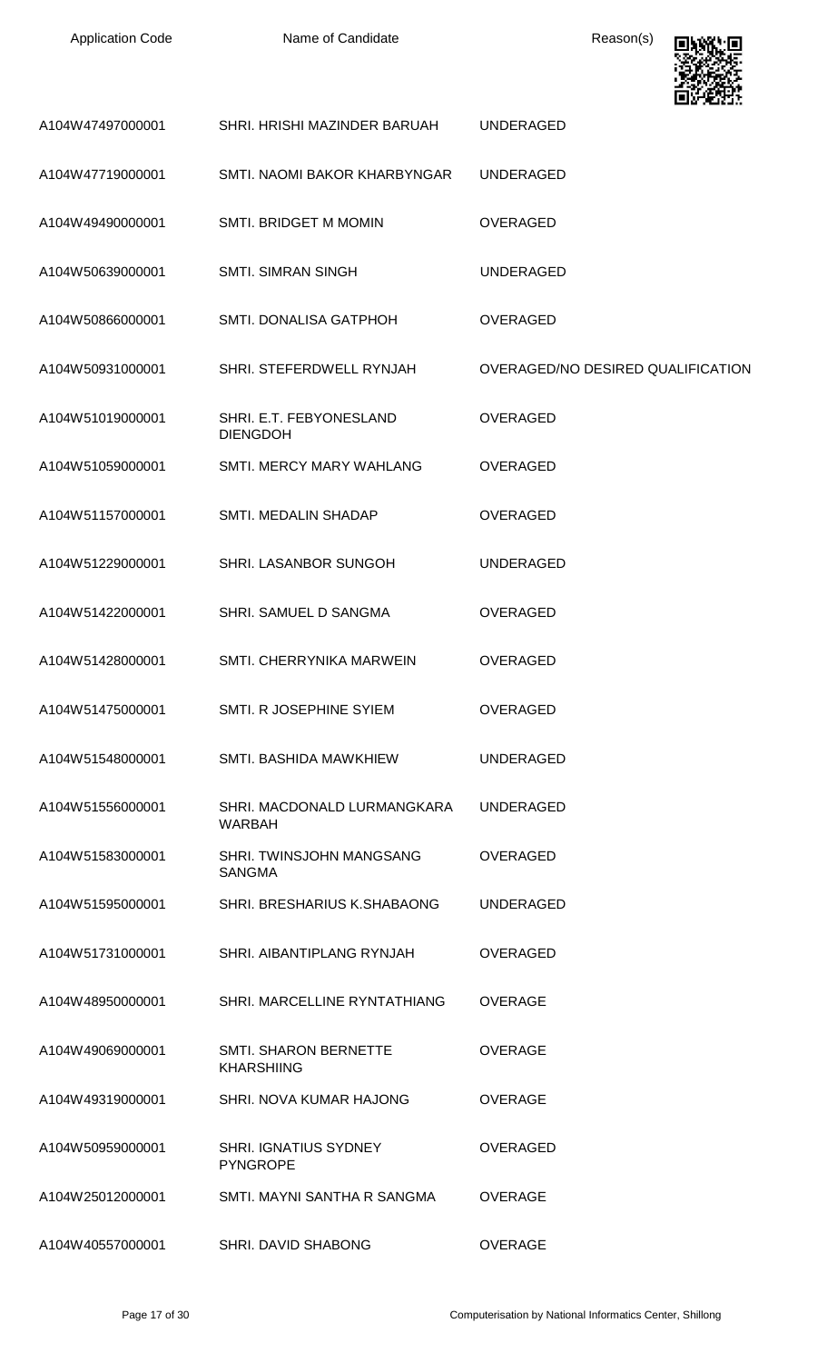| Application Code | Name of Candidate | Reason(s) |
| --- | --- | --- |
| A104W47497000001 | SHRI. HRISHI MAZINDER BARUAH | UNDERAGED |
| A104W47719000001 | SMTI. NAOMI BAKOR KHARBYNGAR | UNDERAGED |
| A104W49490000001 | SMTI. BRIDGET M MOMIN | OVERAGED |
| A104W50639000001 | SMTI. SIMRAN SINGH | UNDERAGED |
| A104W50866000001 | SMTI. DONALISA GATPHOH | OVERAGED |
| A104W50931000001 | SHRI. STEFERDWELL RYNJAH | OVERAGED/NO DESIRED QUALIFICATION |
| A104W51019000001 | SHRI. E.T. FEBYONESLAND DIENGDOH | OVERAGED |
| A104W51059000001 | SMTI. MERCY MARY WAHLANG | OVERAGED |
| A104W51157000001 | SMTI. MEDALIN SHADAP | OVERAGED |
| A104W51229000001 | SHRI. LASANBOR SUNGOH | UNDERAGED |
| A104W51422000001 | SHRI. SAMUEL D SANGMA | OVERAGED |
| A104W51428000001 | SMTI. CHERRYNIKA MARWEIN | OVERAGED |
| A104W51475000001 | SMTI. R JOSEPHINE SYIEM | OVERAGED |
| A104W51548000001 | SMTI. BASHIDA MAWKHIEW | UNDERAGED |
| A104W51556000001 | SHRI. MACDONALD LURMANGKARA WARBAH | UNDERAGED |
| A104W51583000001 | SHRI. TWINSJOHN MANGSANG SANGMA | OVERAGED |
| A104W51595000001 | SHRI. BRESHARIUS K.SHABAONG | UNDERAGED |
| A104W51731000001 | SHRI. AIBANTIPLANG RYNJAH | OVERAGED |
| A104W48950000001 | SHRI. MARCELLINE RYNTATHIANG | OVERAGE |
| A104W49069000001 | SMTI. SHARON BERNETTE KHARSHIING | OVERAGE |
| A104W49319000001 | SHRI. NOVA KUMAR HAJONG | OVERAGE |
| A104W50959000001 | SHRI. IGNATIUS SYDNEY PYNGROPE | OVERAGED |
| A104W25012000001 | SMTI. MAYNI SANTHA R SANGMA | OVERAGE |
| A104W40557000001 | SHRI. DAVID SHABONG | OVERAGE |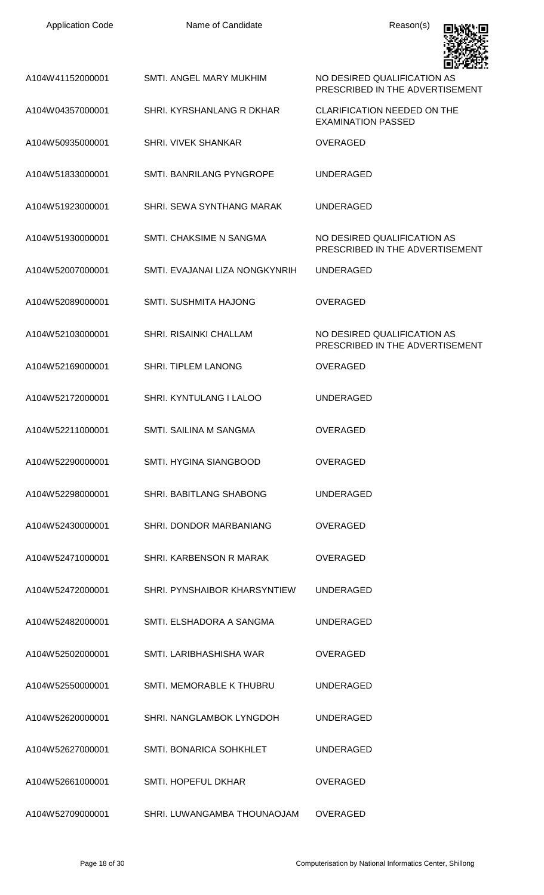| Application Code | Name of Candidate | Reason(s) |
| --- | --- | --- |
| A104W41152000001 | SMTI. ANGEL MARY MUKHIM | NO DESIRED QUALIFICATION AS PRESCRIBED IN THE ADVERTISEMENT |
| A104W04357000001 | SHRI. KYRSHANLANG R DKHAR | CLARIFICATION NEEDED ON THE EXAMINATION PASSED |
| A104W50935000001 | SHRI. VIVEK SHANKAR | OVERAGED |
| A104W51833000001 | SMTI. BANRILANG PYNGROPE | UNDERAGED |
| A104W51923000001 | SHRI. SEWA SYNTHANG MARAK | UNDERAGED |
| A104W51930000001 | SMTI. CHAKSIME N SANGMA | NO DESIRED QUALIFICATION AS PRESCRIBED IN THE ADVERTISEMENT |
| A104W52007000001 | SMTI. EVAJANAI LIZA NONGKYNRIH | UNDERAGED |
| A104W52089000001 | SMTI. SUSHMITA HAJONG | OVERAGED |
| A104W52103000001 | SHRI. RISAINKI CHALLAM | NO DESIRED QUALIFICATION AS PRESCRIBED IN THE ADVERTISEMENT |
| A104W52169000001 | SHRI. TIPLEM LANONG | OVERAGED |
| A104W52172000001 | SHRI. KYNTULANG I LALOO | UNDERAGED |
| A104W52211000001 | SMTI. SAILINA M SANGMA | OVERAGED |
| A104W52290000001 | SMTI. HYGINA SIANGBOOD | OVERAGED |
| A104W52298000001 | SHRI. BABITLANG SHABONG | UNDERAGED |
| A104W52430000001 | SHRI. DONDOR MARBANIANG | OVERAGED |
| A104W52471000001 | SHRI. KARBENSON R MARAK | OVERAGED |
| A104W52472000001 | SHRI. PYNSHAIBOR KHARSYNTIEW | UNDERAGED |
| A104W52482000001 | SMTI. ELSHADORA A SANGMA | UNDERAGED |
| A104W52502000001 | SMTI. LARIBHASHISHA WAR | OVERAGED |
| A104W52550000001 | SMTI. MEMORABLE K THUBRU | UNDERAGED |
| A104W52620000001 | SHRI. NANGLAMBOK LYNGDOH | UNDERAGED |
| A104W52627000001 | SMTI. BONARICA SOHKHLET | UNDERAGED |
| A104W52661000001 | SMTI. HOPEFUL DKHAR | OVERAGED |
| A104W52709000001 | SHRI. LUWANGAMBA THOUNAOJAM | OVERAGED |

Computerisation by National Informatics Center, Shillong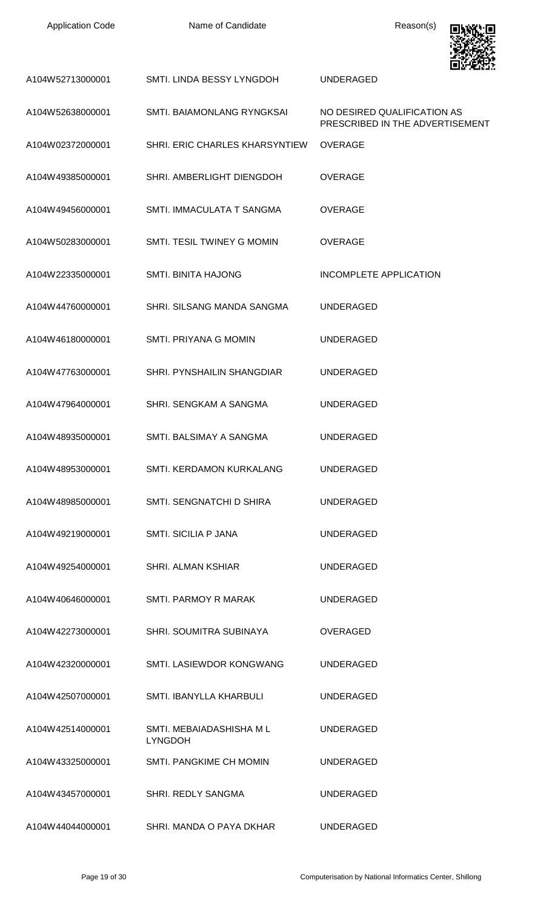| Application Code | Name of Candidate | Reason(s) |
| --- | --- | --- |
| A104W52713000001 | SMTI. LINDA BESSY LYNGDOH | UNDERAGED |
| A104W52638000001 | SMTI. BAIAMONLANG RYNGKSAI | NO DESIRED QUALIFICATION AS PRESCRIBED IN THE ADVERTISEMENT |
| A104W02372000001 | SHRI. ERIC CHARLES KHARSYNTIEW | OVERAGE |
| A104W49385000001 | SHRI. AMBERLIGHT DIENGDOH | OVERAGE |
| A104W49456000001 | SMTI. IMMACULATA T SANGMA | OVERAGE |
| A104W50283000001 | SMTI. TESIL TWINEY G MOMIN | OVERAGE |
| A104W22335000001 | SMTI. BINITA HAJONG | INCOMPLETE APPLICATION |
| A104W44760000001 | SHRI. SILSANG MANDA SANGMA | UNDERAGED |
| A104W46180000001 | SMTI. PRIYANA G MOMIN | UNDERAGED |
| A104W47763000001 | SHRI. PYNSHAILIN SHANGDIAR | UNDERAGED |
| A104W47964000001 | SHRI. SENGKAM A SANGMA | UNDERAGED |
| A104W48935000001 | SMTI. BALSIMAY A SANGMA | UNDERAGED |
| A104W48953000001 | SMTI. KERDAMON KURKALANG | UNDERAGED |
| A104W48985000001 | SMTI. SENGNATCHI D SHIRA | UNDERAGED |
| A104W49219000001 | SMTI. SICILIA P JANA | UNDERAGED |
| A104W49254000001 | SHRI. ALMAN KSHIAR | UNDERAGED |
| A104W40646000001 | SMTI. PARMOY R MARAK | UNDERAGED |
| A104W42273000001 | SHRI. SOUMITRA SUBINAYA | OVERAGED |
| A104W42320000001 | SMTI. LASIEWDOR KONGWANG | UNDERAGED |
| A104W42507000001 | SMTI. IBANYLLA KHARBULI | UNDERAGED |
| A104W42514000001 | SMTI. MEBAIADASHISHA M L LYNGDOH | UNDERAGED |
| A104W43325000001 | SMTI. PANGKIME CH MOMIN | UNDERAGED |
| A104W43457000001 | SHRI. REDLY SANGMA | UNDERAGED |
| A104W44044000001 | SHRI. MANDA O PAYA DKHAR | UNDERAGED |

Computerisation by National Informatics Center, Shillong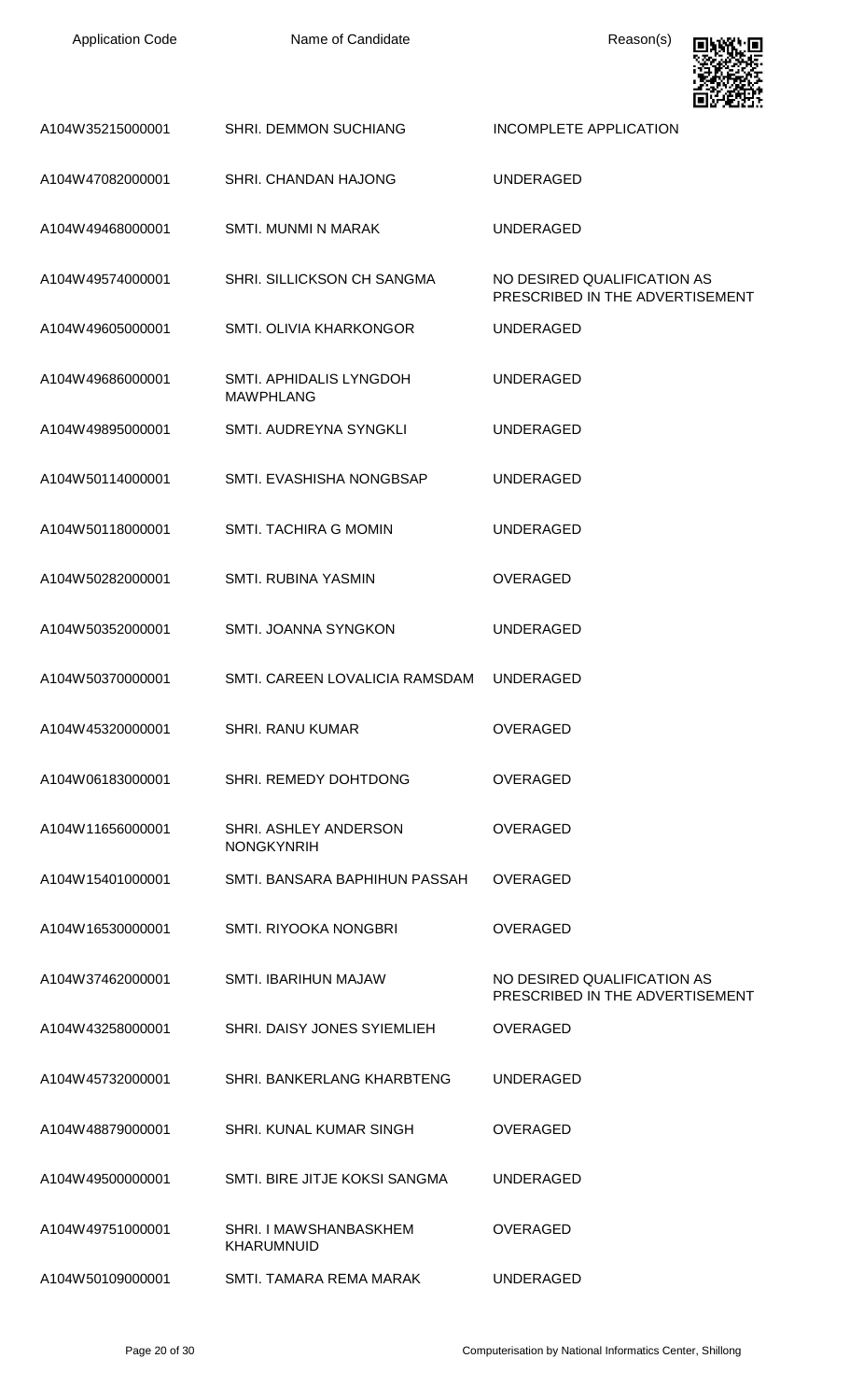| Application Code | Name of Candidate | Reason(s) |
|---|---|---|
| A104W35215000001 | SHRI. DEMMON SUCHIANG | INCOMPLETE APPLICATION |
| A104W47082000001 | SHRI. CHANDAN HAJONG | UNDERAGED |
| A104W49468000001 | SMTI. MUNMI N MARAK | UNDERAGED |
| A104W49574000001 | SHRI. SILLICKSON CH SANGMA | NO DESIRED QUALIFICATION AS PRESCRIBED IN THE ADVERTISEMENT |
| A104W49605000001 | SMTI. OLIVIA KHARKONGOR | UNDERAGED |
| A104W49686000001 | SMTI. APHIDALIS LYNGDOH MAWPHLANG | UNDERAGED |
| A104W49895000001 | SMTI. AUDREYNA SYNGKLI | UNDERAGED |
| A104W50114000001 | SMTI. EVASHISHA NONGBSAP | UNDERAGED |
| A104W50118000001 | SMTI. TACHIRA G MOMIN | UNDERAGED |
| A104W50282000001 | SMTI. RUBINA YASMIN | OVERAGED |
| A104W50352000001 | SMTI. JOANNA SYNGKON | UNDERAGED |
| A104W50370000001 | SMTI. CAREEN LOVALICIA RAMSDAM | UNDERAGED |
| A104W45320000001 | SHRI. RANU KUMAR | OVERAGED |
| A104W06183000001 | SHRI. REMEDY DOHTDONG | OVERAGED |
| A104W11656000001 | SHRI. ASHLEY ANDERSON NONGKYNRIH | OVERAGED |
| A104W15401000001 | SMTI. BANSARA BAPHIHUN PASSAH | OVERAGED |
| A104W16530000001 | SMTI. RIYOOKA NONGBRI | OVERAGED |
| A104W37462000001 | SMTI. IBARIHUN MAJAW | NO DESIRED QUALIFICATION AS PRESCRIBED IN THE ADVERTISEMENT |
| A104W43258000001 | SHRI. DAISY JONES SYIEMLIEH | OVERAGED |
| A104W45732000001 | SHRI. BANKERLANG KHARBTENG | UNDERAGED |
| A104W48879000001 | SHRI. KUNAL KUMAR SINGH | OVERAGED |
| A104W49500000001 | SMTI. BIRE JITJE KOKSI SANGMA | UNDERAGED |
| A104W49751000001 | SHRI. I MAWSHANBASKHEM KHARUMNUID | OVERAGED |
| A104W50109000001 | SMTI. TAMARA REMA MARAK | UNDERAGED |

Computerisation by National Informatics Center, Shillong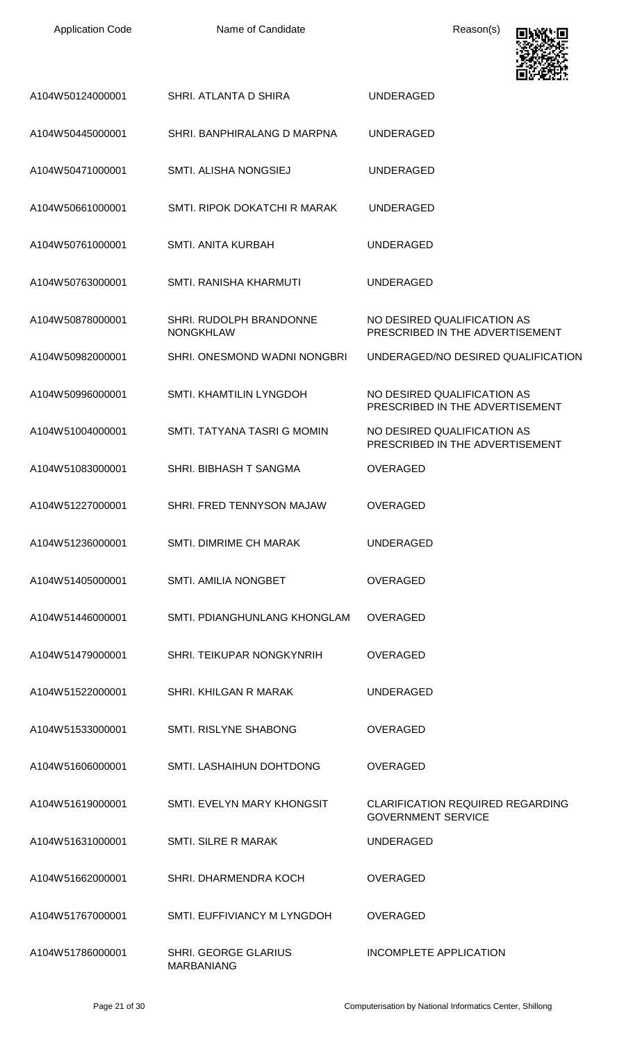| Application Code | Name of Candidate | Reason(s) |
| --- | --- | --- |
| A104W50124000001 | SHRI. ATLANTA D SHIRA | UNDERAGED |
| A104W50445000001 | SHRI. BANPHIRALANG D MARPNA | UNDERAGED |
| A104W50471000001 | SMTI. ALISHA NONGSIEJ | UNDERAGED |
| A104W50661000001 | SMTI. RIPOK DOKATCHI R MARAK | UNDERAGED |
| A104W50761000001 | SMTI. ANITA KURBAH | UNDERAGED |
| A104W50763000001 | SMTI. RANISHA KHARMUTI | UNDERAGED |
| A104W50878000001 | SHRI. RUDOLPH BRANDONNE NONGKHLAW | NO DESIRED QUALIFICATION AS PRESCRIBED IN THE ADVERTISEMENT |
| A104W50982000001 | SHRI. ONESMOND WADNI NONGBRI | UNDERAGED/NO DESIRED QUALIFICATION |
| A104W50996000001 | SMTI. KHAMTILIN LYNGDOH | NO DESIRED QUALIFICATION AS PRESCRIBED IN THE ADVERTISEMENT |
| A104W51004000001 | SMTI. TATYANA TASRI G MOMIN | NO DESIRED QUALIFICATION AS PRESCRIBED IN THE ADVERTISEMENT |
| A104W51083000001 | SHRI. BIBHASH T SANGMA | OVERAGED |
| A104W51227000001 | SHRI. FRED TENNYSON MAJAW | OVERAGED |
| A104W51236000001 | SMTI. DIMRIME CH MARAK | UNDERAGED |
| A104W51405000001 | SMTI. AMILIA NONGBET | OVERAGED |
| A104W51446000001 | SMTI. PDIANGHUNLANG KHONGLAM | OVERAGED |
| A104W51479000001 | SHRI. TEIKUPAR NONGKYNRIH | OVERAGED |
| A104W51522000001 | SHRI. KHILGAN R MARAK | UNDERAGED |
| A104W51533000001 | SMTI. RISLYNE SHABONG | OVERAGED |
| A104W51606000001 | SMTI. LASHAIHUN DOHTDONG | OVERAGED |
| A104W51619000001 | SMTI. EVELYN MARY KHONGSIT | CLARIFICATION REQUIRED REGARDING GOVERNMENT SERVICE |
| A104W51631000001 | SMTI. SILRE R MARAK | UNDERAGED |
| A104W51662000001 | SHRI. DHARMENDRA KOCH | OVERAGED |
| A104W51767000001 | SMTI. EUFFIVIANCY M LYNGDOH | OVERAGED |
| A104W51786000001 | SHRI. GEORGE GLARIUS MARBANIANG | INCOMPLETE APPLICATION |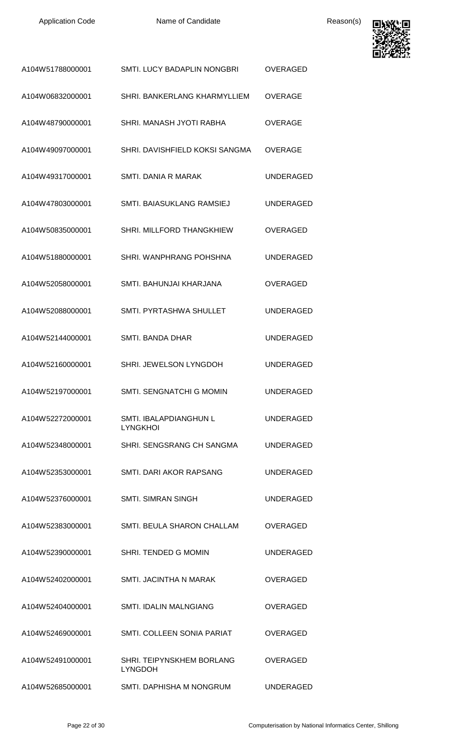| Application Code | Name of Candidate | Reason(s) |
|---|---|---|
| A104W51788000001 | SMTI. LUCY BADAPLIN NONGBRI | OVERAGED |
| A104W06832000001 | SHRI. BANKERLANG KHARMYLLIEM | OVERAGE |
| A104W48790000001 | SHRI. MANASH JYOTI RABHA | OVERAGE |
| A104W49097000001 | SHRI. DAVISHFIELD KOKSI SANGMA | OVERAGE |
| A104W49317000001 | SMTI. DANIA R MARAK | UNDERAGED |
| A104W47803000001 | SMTI. BAIASUKLANG RAMSIEJ | UNDERAGED |
| A104W50835000001 | SHRI. MILLFORD THANGKHIEW | OVERAGED |
| A104W51880000001 | SHRI. WANPHRANG POHSHNA | UNDERAGED |
| A104W52058000001 | SMTI. BAHUNJAI KHARJANA | OVERAGED |
| A104W52088000001 | SMTI. PYRTASHWA SHULLET | UNDERAGED |
| A104W52144000001 | SMTI. BANDA DHAR | UNDERAGED |
| A104W52160000001 | SHRI. JEWELSON LYNGDOH | UNDERAGED |
| A104W52197000001 | SMTI. SENGNATCHI G MOMIN | UNDERAGED |
| A104W52272000001 | SMTI. IBALAPDIANGHUN L LYNGKHOI | UNDERAGED |
| A104W52348000001 | SHRI. SENGSRANG CH SANGMA | UNDERAGED |
| A104W52353000001 | SMTI. DARI AKOR RAPSANG | UNDERAGED |
| A104W52376000001 | SMTI. SIMRAN SINGH | UNDERAGED |
| A104W52383000001 | SMTI. BEULA SHARON CHALLAM | OVERAGED |
| A104W52390000001 | SHRI. TENDED G MOMIN | UNDERAGED |
| A104W52402000001 | SMTI. JACINTHA N MARAK | OVERAGED |
| A104W52404000001 | SMTI. IDALIN MALNGIANG | OVERAGED |
| A104W52469000001 | SMTI. COLLEEN SONIA PARIAT | OVERAGED |
| A104W52491000001 | SHRI. TEIPYNSKHEM BORLANG LYNGDOH | OVERAGED |
| A104W52685000001 | SMTI. DAPHISHA M NONGRUM | UNDERAGED |

Computerisation by National Informatics Center, Shillong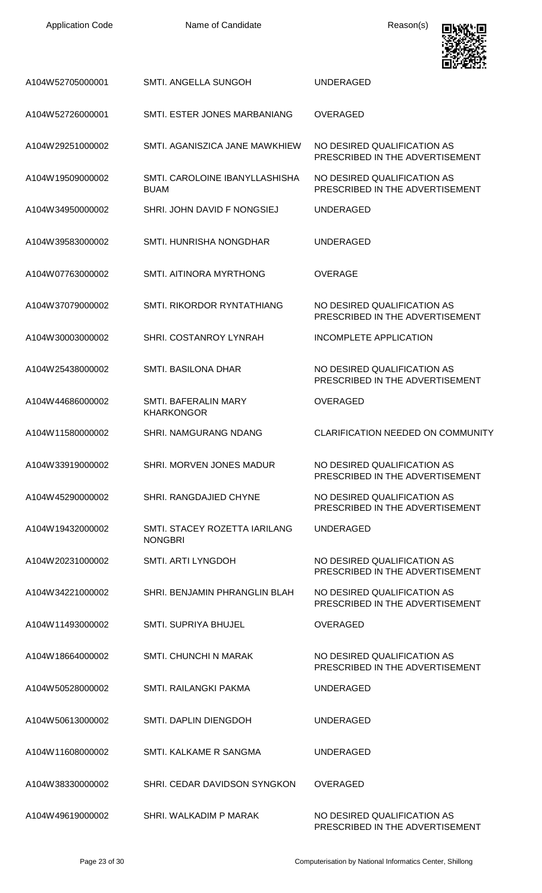| Application Code | Name of Candidate | Reason(s) |
| --- | --- | --- |
| A104W52705000001 | SMTI. ANGELLA SUNGOH | UNDERAGED |
| A104W52726000001 | SMTI. ESTER JONES MARBANIANG | OVERAGED |
| A104W29251000002 | SMTI. AGANISZICA JANE MAWKHIEW | NO DESIRED QUALIFICATION AS PRESCRIBED IN THE ADVERTISEMENT |
| A104W19509000002 | SMTI. CAROLOINE IBANYLLASHISHA BUAM | NO DESIRED QUALIFICATION AS PRESCRIBED IN THE ADVERTISEMENT |
| A104W34950000002 | SHRI. JOHN DAVID F NONGSIEJ | UNDERAGED |
| A104W39583000002 | SMTI. HUNRISHA NONGDHAR | UNDERAGED |
| A104W07763000002 | SMTI. AITINORA MYRTHONG | OVERAGE |
| A104W37079000002 | SMTI. RIKORDOR RYNTATHIANG | NO DESIRED QUALIFICATION AS PRESCRIBED IN THE ADVERTISEMENT |
| A104W30003000002 | SHRI. COSTANROY LYNRAH | INCOMPLETE APPLICATION |
| A104W25438000002 | SMTI. BASILONA DHAR | NO DESIRED QUALIFICATION AS PRESCRIBED IN THE ADVERTISEMENT |
| A104W44686000002 | SMTI. BAFERALIN MARY KHARKONGOR | OVERAGED |
| A104W11580000002 | SHRI. NAMGURANG NDANG | CLARIFICATION NEEDED ON COMMUNITY |
| A104W33919000002 | SHRI. MORVEN JONES MADUR | NO DESIRED QUALIFICATION AS PRESCRIBED IN THE ADVERTISEMENT |
| A104W45290000002 | SHRI. RANGDAJIED CHYNE | NO DESIRED QUALIFICATION AS PRESCRIBED IN THE ADVERTISEMENT |
| A104W19432000002 | SMTI. STACEY ROZETTA IARILANG NONGBRI | UNDERAGED |
| A104W20231000002 | SMTI. ARTI LYNGDOH | NO DESIRED QUALIFICATION AS PRESCRIBED IN THE ADVERTISEMENT |
| A104W34221000002 | SHRI. BENJAMIN PHRANGLIN BLAH | NO DESIRED QUALIFICATION AS PRESCRIBED IN THE ADVERTISEMENT |
| A104W11493000002 | SMTI. SUPRIYA BHUJEL | OVERAGED |
| A104W18664000002 | SMTI. CHUNCHI N MARAK | NO DESIRED QUALIFICATION AS PRESCRIBED IN THE ADVERTISEMENT |
| A104W50528000002 | SMTI. RAILANGKI PAKMA | UNDERAGED |
| A104W50613000002 | SMTI. DAPLIN DIENGDOH | UNDERAGED |
| A104W11608000002 | SMTI. KALKAME R SANGMA | UNDERAGED |
| A104W38330000002 | SHRI. CEDAR DAVIDSON SYNGKON | OVERAGED |
| A104W49619000002 | SHRI. WALKADIM P MARAK | NO DESIRED QUALIFICATION AS PRESCRIBED IN THE ADVERTISEMENT |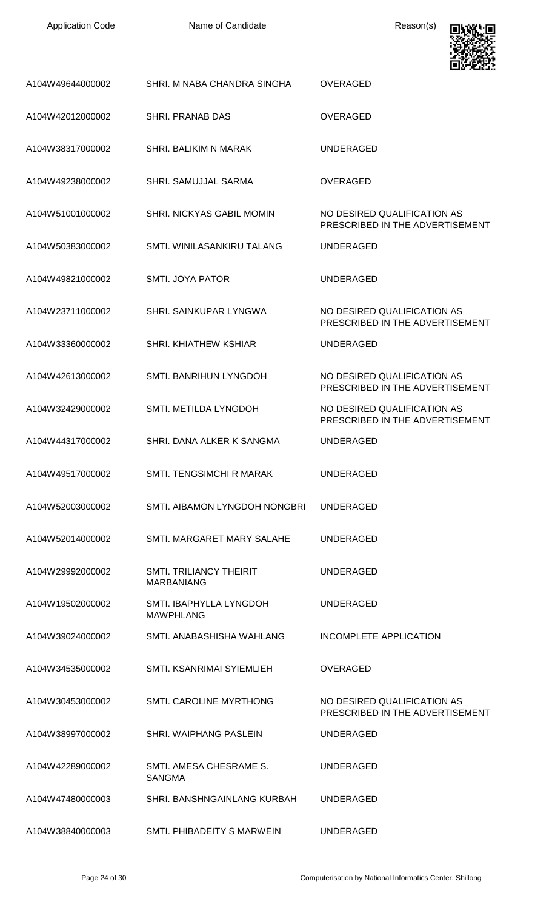| Application Code | Name of Candidate | Reason(s) |
|---|---|---|
| A104W49644000002 | SHRI. M NABA CHANDRA SINGHA | OVERAGED |
| A104W42012000002 | SHRI. PRANAB DAS | OVERAGED |
| A104W38317000002 | SHRI. BALIKIM N MARAK | UNDERAGED |
| A104W49238000002 | SHRI. SAMUJJAL SARMA | OVERAGED |
| A104W51001000002 | SHRI. NICKYAS GABIL MOMIN | NO DESIRED QUALIFICATION AS PRESCRIBED IN THE ADVERTISEMENT |
| A104W50383000002 | SMTI. WINILASANKIRU TALANG | UNDERAGED |
| A104W49821000002 | SMTI. JOYA PATOR | UNDERAGED |
| A104W23711000002 | SHRI. SAINKUPAR LYNGWA | NO DESIRED QUALIFICATION AS PRESCRIBED IN THE ADVERTISEMENT |
| A104W33360000002 | SHRI. KHIATHEW KSHIAR | UNDERAGED |
| A104W42613000002 | SMTI. BANRIHUN LYNGDOH | NO DESIRED QUALIFICATION AS PRESCRIBED IN THE ADVERTISEMENT |
| A104W32429000002 | SMTI. METILDA LYNGDOH | NO DESIRED QUALIFICATION AS PRESCRIBED IN THE ADVERTISEMENT |
| A104W44317000002 | SHRI. DANA ALKER K SANGMA | UNDERAGED |
| A104W49517000002 | SMTI. TENGSIMCHI R MARAK | UNDERAGED |
| A104W52003000002 | SMTI. AIBAMON LYNGDOH NONGBRI | UNDERAGED |
| A104W52014000002 | SMTI. MARGARET MARY SALAHE | UNDERAGED |
| A104W29992000002 | SMTI. TRILIANCY THEIRIT MARBANIANG | UNDERAGED |
| A104W19502000002 | SMTI. IBAPHYLLA LYNGDOH MAWPHLANG | UNDERAGED |
| A104W39024000002 | SMTI. ANABASHISHA WAHLANG | INCOMPLETE APPLICATION |
| A104W34535000002 | SMTI. KSANRIMAI SYIEMLIEH | OVERAGED |
| A104W30453000002 | SMTI. CAROLINE MYRTHONG | NO DESIRED QUALIFICATION AS PRESCRIBED IN THE ADVERTISEMENT |
| A104W38997000002 | SHRI. WAIPHANG PASLEIN | UNDERAGED |
| A104W42289000002 | SMTI. AMESA CHESRAME S. SANGMA | UNDERAGED |
| A104W47480000003 | SHRI. BANSHNGAINLANG KURBAH | UNDERAGED |
| A104W38840000003 | SMTI. PHIBADEITY S MARWEIN | UNDERAGED |

Computerisation by National Informatics Center, Shillong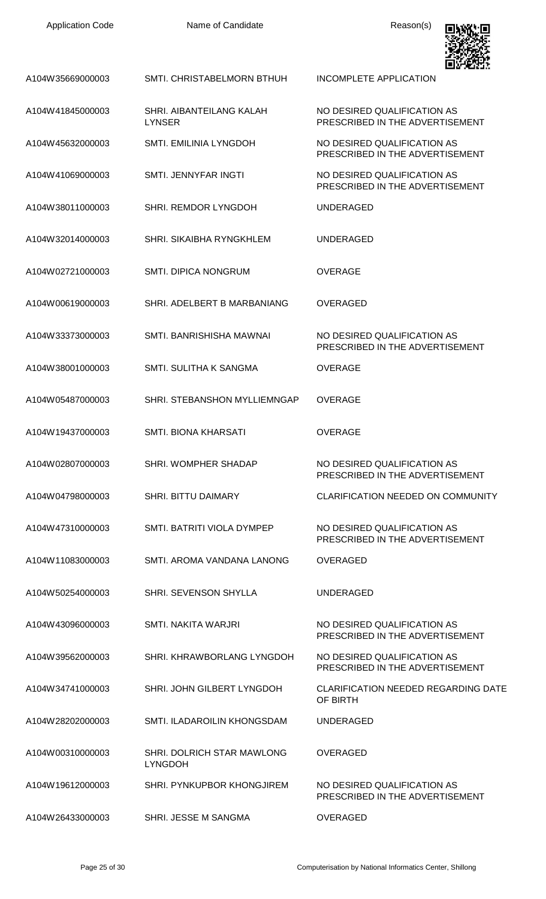| Application Code | Name of Candidate | Reason(s) |
|---|---|---|
| A104W35669000003 | SMTI. CHRISTABELMORN BTHUH | INCOMPLETE APPLICATION |
| A104W41845000003 | SHRI. AIBANTEILANG KALAH LYNSER | NO DESIRED QUALIFICATION AS PRESCRIBED IN THE ADVERTISEMENT |
| A104W45632000003 | SMTI. EMILINIA LYNGDOH | NO DESIRED QUALIFICATION AS PRESCRIBED IN THE ADVERTISEMENT |
| A104W41069000003 | SMTI. JENNYFAR INGTI | NO DESIRED QUALIFICATION AS PRESCRIBED IN THE ADVERTISEMENT |
| A104W38011000003 | SHRI. REMDOR LYNGDOH | UNDERAGED |
| A104W32014000003 | SHRI. SIKAIBHA RYNGKHLEM | UNDERAGED |
| A104W02721000003 | SMTI. DIPICA NONGRUM | OVERAGE |
| A104W00619000003 | SHRI. ADELBERT B MARBANIANG | OVERAGED |
| A104W33373000003 | SMTI. BANRISHISHA MAWNAI | NO DESIRED QUALIFICATION AS PRESCRIBED IN THE ADVERTISEMENT |
| A104W38001000003 | SMTI. SULITHA K SANGMA | OVERAGE |
| A104W05487000003 | SHRI. STEBANSHON MYLLIEMNGAP | OVERAGE |
| A104W19437000003 | SMTI. BIONA KHARSATI | OVERAGE |
| A104W02807000003 | SHRI. WOMPHER SHADAP | NO DESIRED QUALIFICATION AS PRESCRIBED IN THE ADVERTISEMENT |
| A104W04798000003 | SHRI. BITTU DAIMARY | CLARIFICATION NEEDED ON COMMUNITY |
| A104W47310000003 | SMTI. BATRITI VIOLA DYMPEP | NO DESIRED QUALIFICATION AS PRESCRIBED IN THE ADVERTISEMENT |
| A104W11083000003 | SMTI. AROMA VANDANA LANONG | OVERAGED |
| A104W50254000003 | SHRI. SEVENSON SHYLLA | UNDERAGED |
| A104W43096000003 | SMTI. NAKITA WARJRI | NO DESIRED QUALIFICATION AS PRESCRIBED IN THE ADVERTISEMENT |
| A104W39562000003 | SHRI. KHRAWBORLANG LYNGDOH | NO DESIRED QUALIFICATION AS PRESCRIBED IN THE ADVERTISEMENT |
| A104W34741000003 | SHRI. JOHN GILBERT LYNGDOH | CLARIFICATION NEEDED REGARDING DATE OF BIRTH |
| A104W28202000003 | SMTI. ILADAROILIN KHONGSDAM | UNDERAGED |
| A104W00310000003 | SHRI. DOLRICH STAR MAWLONG LYNGDOH | OVERAGED |
| A104W19612000003 | SHRI. PYNKUPBOR KHONGJIREM | NO DESIRED QUALIFICATION AS PRESCRIBED IN THE ADVERTISEMENT |
| A104W26433000003 | SHRI. JESSE M SANGMA | OVERAGED |

Computerisation by National Informatics Center, Shillong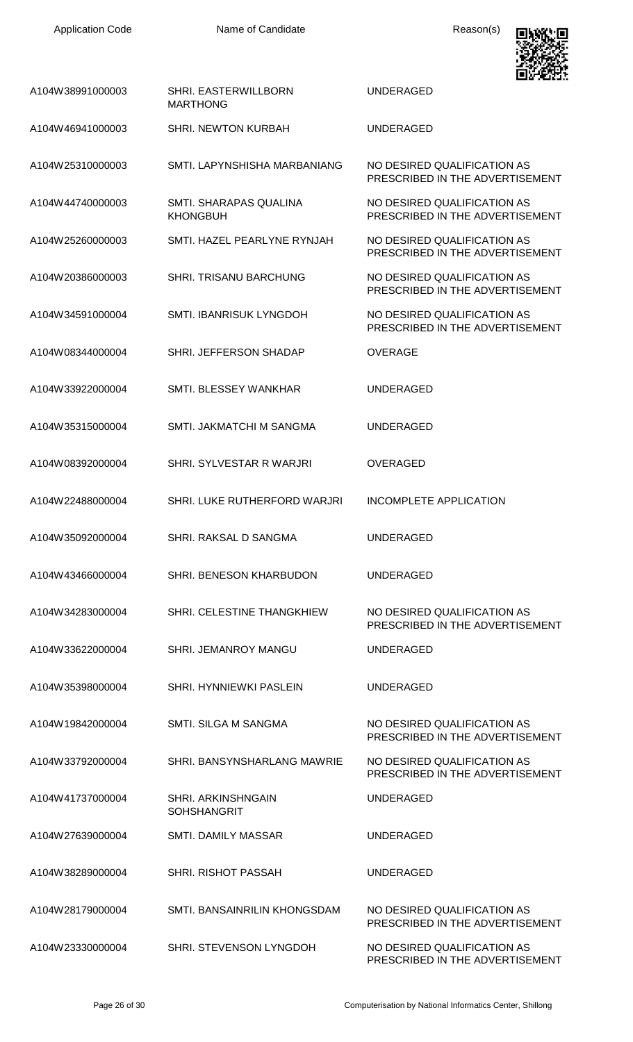| Application Code | Name of Candidate | Reason(s) |
| --- | --- | --- |
| A104W38991000003 | SHRI. EASTERWILLBORN MARTHONG | UNDERAGED |
| A104W46941000003 | SHRI. NEWTON KURBAH | UNDERAGED |
| A104W25310000003 | SMTI. LAPYNSHISHA MARBANIANG | NO DESIRED QUALIFICATION AS PRESCRIBED IN THE ADVERTISEMENT |
| A104W44740000003 | SMTI. SHARAPAS QUALINA KHONGBUH | NO DESIRED QUALIFICATION AS PRESCRIBED IN THE ADVERTISEMENT |
| A104W25260000003 | SMTI. HAZEL PEARLYNE RYNJAH | NO DESIRED QUALIFICATION AS PRESCRIBED IN THE ADVERTISEMENT |
| A104W20386000003 | SHRI. TRISANU BARCHUNG | NO DESIRED QUALIFICATION AS PRESCRIBED IN THE ADVERTISEMENT |
| A104W34591000004 | SMTI. IBANRISUK LYNGDOH | NO DESIRED QUALIFICATION AS PRESCRIBED IN THE ADVERTISEMENT |
| A104W08344000004 | SHRI. JEFFERSON SHADAP | OVERAGE |
| A104W33922000004 | SMTI. BLESSEY WANKHAR | UNDERAGED |
| A104W35315000004 | SMTI. JAKMATCHI M SANGMA | UNDERAGED |
| A104W08392000004 | SHRI. SYLVESTAR R WARJRI | OVERAGED |
| A104W22488000004 | SHRI. LUKE RUTHERFORD WARJRI | INCOMPLETE APPLICATION |
| A104W35092000004 | SHRI. RAKSAL D SANGMA | UNDERAGED |
| A104W43466000004 | SHRI. BENESON KHARBUDON | UNDERAGED |
| A104W34283000004 | SHRI. CELESTINE THANGKHIEW | NO DESIRED QUALIFICATION AS PRESCRIBED IN THE ADVERTISEMENT |
| A104W33622000004 | SHRI. JEMANROY MANGU | UNDERAGED |
| A104W35398000004 | SHRI. HYNNIEWKI PASLEIN | UNDERAGED |
| A104W19842000004 | SMTI. SILGA M SANGMA | NO DESIRED QUALIFICATION AS PRESCRIBED IN THE ADVERTISEMENT |
| A104W33792000004 | SHRI. BANSYNSHARLANG MAWRIE | NO DESIRED QUALIFICATION AS PRESCRIBED IN THE ADVERTISEMENT |
| A104W41737000004 | SHRI. ARKINSHNGAIN SOHSHANGRIT | UNDERAGED |
| A104W27639000004 | SMTI. DAMILY MASSAR | UNDERAGED |
| A104W38289000004 | SHRI. RISHOT PASSAH | UNDERAGED |
| A104W28179000004 | SMTI. BANSAINRILIN KHONGSDAM | NO DESIRED QUALIFICATION AS PRESCRIBED IN THE ADVERTISEMENT |
| A104W23330000004 | SHRI. STEVENSON LYNGDOH | NO DESIRED QUALIFICATION AS PRESCRIBED IN THE ADVERTISEMENT |

Computerisation by National Informatics Center, Shillong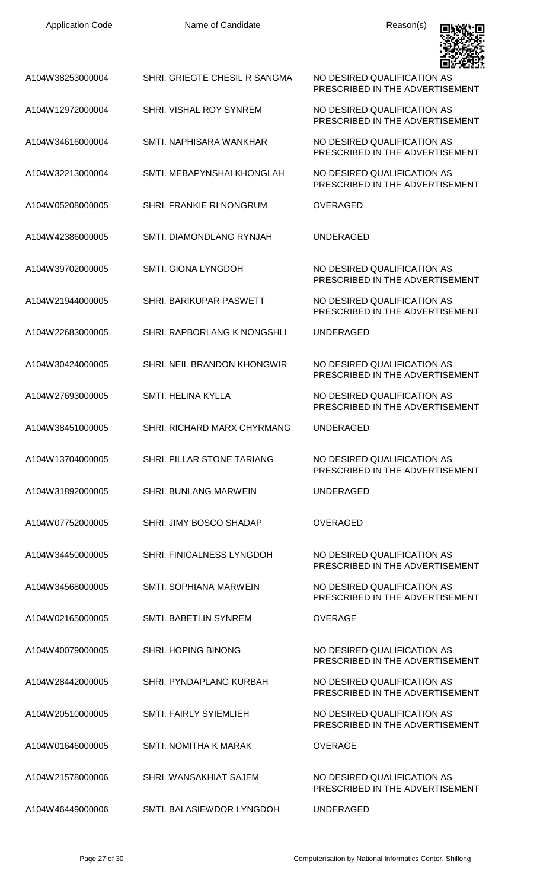| Application Code | Name of Candidate | Reason(s) |
|---|---|---|
| A104W38253000004 | SHRI. GRIEGTE CHESIL R SANGMA | NO DESIRED QUALIFICATION AS PRESCRIBED IN THE ADVERTISEMENT |
| A104W12972000004 | SHRI. VISHAL ROY SYNREM | NO DESIRED QUALIFICATION AS PRESCRIBED IN THE ADVERTISEMENT |
| A104W34616000004 | SMTI. NAPHISARA WANKHAR | NO DESIRED QUALIFICATION AS PRESCRIBED IN THE ADVERTISEMENT |
| A104W32213000004 | SMTI. MEBAPYNSHAI KHONGLAH | NO DESIRED QUALIFICATION AS PRESCRIBED IN THE ADVERTISEMENT |
| A104W05208000005 | SHRI. FRANKIE RI NONGRUM | OVERAGED |
| A104W42386000005 | SMTI. DIAMONDLANG RYNJAH | UNDERAGED |
| A104W39702000005 | SMTI. GIONA LYNGDOH | NO DESIRED QUALIFICATION AS PRESCRIBED IN THE ADVERTISEMENT |
| A104W21944000005 | SHRI. BARIKUPAR PASWETT | NO DESIRED QUALIFICATION AS PRESCRIBED IN THE ADVERTISEMENT |
| A104W22683000005 | SHRI. RAPBORLANG K NONGSHLI | UNDERAGED |
| A104W30424000005 | SHRI. NEIL BRANDON KHONGWIR | NO DESIRED QUALIFICATION AS PRESCRIBED IN THE ADVERTISEMENT |
| A104W27693000005 | SMTI. HELINA KYLLA | NO DESIRED QUALIFICATION AS PRESCRIBED IN THE ADVERTISEMENT |
| A104W38451000005 | SHRI. RICHARD MARX CHYRMANG | UNDERAGED |
| A104W13704000005 | SHRI. PILLAR STONE TARIANG | NO DESIRED QUALIFICATION AS PRESCRIBED IN THE ADVERTISEMENT |
| A104W31892000005 | SHRI. BUNLANG MARWEIN | UNDERAGED |
| A104W07752000005 | SHRI. JIMY BOSCO SHADAP | OVERAGED |
| A104W34450000005 | SHRI. FINICALNESS LYNGDOH | NO DESIRED QUALIFICATION AS PRESCRIBED IN THE ADVERTISEMENT |
| A104W34568000005 | SMTI. SOPHIANA MARWEIN | NO DESIRED QUALIFICATION AS PRESCRIBED IN THE ADVERTISEMENT |
| A104W02165000005 | SMTI. BABETLIN SYNREM | OVERAGE |
| A104W40079000005 | SHRI. HOPING BINONG | NO DESIRED QUALIFICATION AS PRESCRIBED IN THE ADVERTISEMENT |
| A104W28442000005 | SHRI. PYNDAPLANG KURBAH | NO DESIRED QUALIFICATION AS PRESCRIBED IN THE ADVERTISEMENT |
| A104W20510000005 | SMTI. FAIRLY SYIEMLIEH | NO DESIRED QUALIFICATION AS PRESCRIBED IN THE ADVERTISEMENT |
| A104W01646000005 | SMTI. NOMITHA K MARAK | OVERAGE |
| A104W21578000006 | SHRI. WANSAKHIAT SAJEM | NO DESIRED QUALIFICATION AS PRESCRIBED IN THE ADVERTISEMENT |
| A104W46449000006 | SMTI. BALASIEWDOR LYNGDOH | UNDERAGED |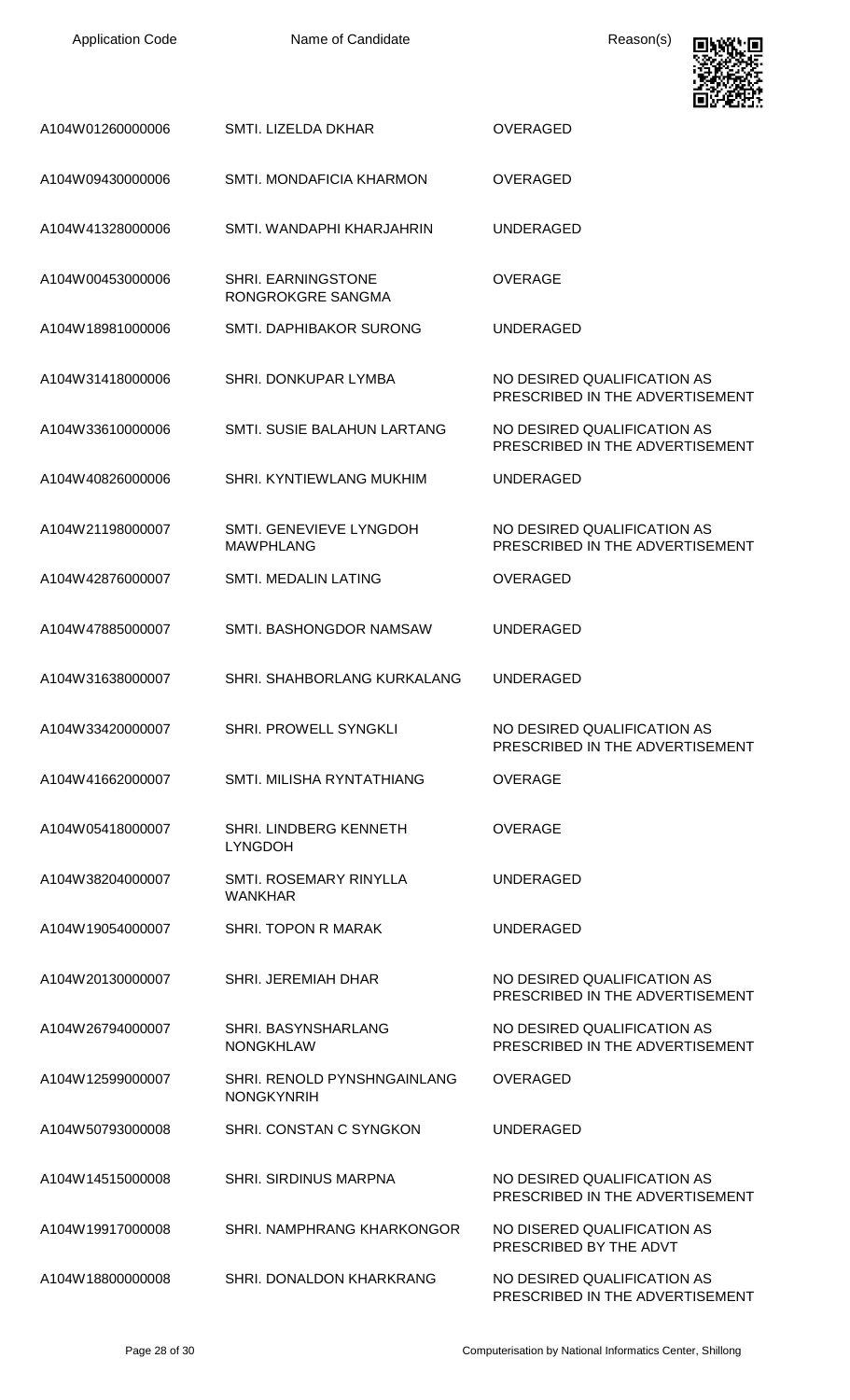| Application Code | Name of Candidate | Reason(s) |
| --- | --- | --- |
| A104W01260000006 | SMTI. LIZELDA DKHAR | OVERAGED |
| A104W09430000006 | SMTI. MONDAFICIA KHARMON | OVERAGED |
| A104W41328000006 | SMTI. WANDAPHI KHARJAHRIN | UNDERAGED |
| A104W00453000006 | SHRI. EARNINGSTONE RONGROKGRE SANGMA | OVERAGE |
| A104W18981000006 | SMTI. DAPHIBAKOR SURONG | UNDERAGED |
| A104W31418000006 | SHRI. DONKUPAR LYMBA | NO DESIRED QUALIFICATION AS PRESCRIBED IN THE ADVERTISEMENT |
| A104W33610000006 | SMTI. SUSIE BALAHUN LARTANG | NO DESIRED QUALIFICATION AS PRESCRIBED IN THE ADVERTISEMENT |
| A104W40826000006 | SHRI. KYNTIEWLANG MUKHIM | UNDERAGED |
| A104W21198000007 | SMTI. GENEVIEVE LYNGDOH MAWPHLANG | NO DESIRED QUALIFICATION AS PRESCRIBED IN THE ADVERTISEMENT |
| A104W42876000007 | SMTI. MEDALIN LATING | OVERAGED |
| A104W47885000007 | SMTI. BASHONGDOR NAMSAW | UNDERAGED |
| A104W31638000007 | SHRI. SHAHBORLANG KURKALANG | UNDERAGED |
| A104W33420000007 | SHRI. PROWELL SYNGKLI | NO DESIRED QUALIFICATION AS PRESCRIBED IN THE ADVERTISEMENT |
| A104W41662000007 | SMTI. MILISHA RYNTATHIANG | OVERAGE |
| A104W05418000007 | SHRI. LINDBERG KENNETH LYNGDOH | OVERAGE |
| A104W38204000007 | SMTI. ROSEMARY RINYLLA WANKHAR | UNDERAGED |
| A104W19054000007 | SHRI. TOPON R MARAK | UNDERAGED |
| A104W20130000007 | SHRI. JEREMIAH DHAR | NO DESIRED QUALIFICATION AS PRESCRIBED IN THE ADVERTISEMENT |
| A104W26794000007 | SHRI. BASYNSHARLANG NONGKHLAW | NO DESIRED QUALIFICATION AS PRESCRIBED IN THE ADVERTISEMENT |
| A104W12599000007 | SHRI. RENOLD PYNSHNGAINLANG NONGKYNRIH | OVERAGED |
| A104W50793000008 | SHRI. CONSTAN C SYNGKON | UNDERAGED |
| A104W14515000008 | SHRI. SIRDINUS MARPNA | NO DESIRED QUALIFICATION AS PRESCRIBED IN THE ADVERTISEMENT |
| A104W19917000008 | SHRI. NAMPHRANG KHARKONGOR | NO DISERED QUALIFICATION AS PRESCRIBED BY THE ADVT |
| A104W18800000008 | SHRI. DONALDON KHARKRANG | NO DESIRED QUALIFICATION AS PRESCRIBED IN THE ADVERTISEMENT |

Computerisation by National Informatics Center, Shillong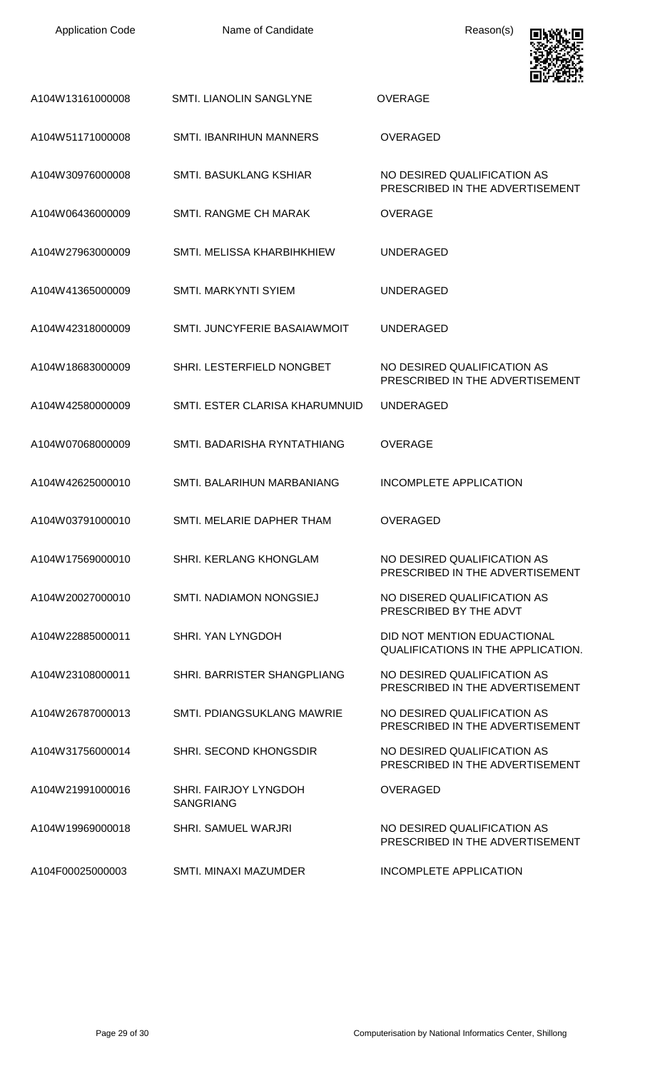| Application Code | Name of Candidate | Reason(s) |
|---|---|---|
| A104W13161000008 | SMTI. LIANOLIN SANGLYNE | OVERAGE |
| A104W51171000008 | SMTI. IBANRIHUN MANNERS | OVERAGED |
| A104W30976000008 | SMTI. BASUKLANG KSHIAR | NO DESIRED QUALIFICATION AS PRESCRIBED IN THE ADVERTISEMENT |
| A104W06436000009 | SMTI. RANGME CH MARAK | OVERAGE |
| A104W27963000009 | SMTI. MELISSA KHARBIHKHIEW | UNDERAGED |
| A104W41365000009 | SMTI. MARKYNTI SYIEM | UNDERAGED |
| A104W42318000009 | SMTI. JUNCYFERIE BASAIAWMOIT | UNDERAGED |
| A104W18683000009 | SHRI. LESTERFIELD NONGBET | NO DESIRED QUALIFICATION AS PRESCRIBED IN THE ADVERTISEMENT |
| A104W42580000009 | SMTI. ESTER CLARISA KHARUMNUID | UNDERAGED |
| A104W07068000009 | SMTI. BADARISHA RYNTATHIANG | OVERAGE |
| A104W42625000010 | SMTI. BALARIHUN MARBANIANG | INCOMPLETE APPLICATION |
| A104W03791000010 | SMTI. MELARIE DAPHER THAM | OVERAGED |
| A104W17569000010 | SHRI. KERLANG KHONGLAM | NO DESIRED QUALIFICATION AS PRESCRIBED IN THE ADVERTISEMENT |
| A104W20027000010 | SMTI. NADIAMON NONGSIEJ | NO DISERED QUALIFICATION AS PRESCRIBED BY THE ADVT |
| A104W22885000011 | SHRI. YAN LYNGDOH | DID NOT MENTION EDUACTIONAL QUALIFICATIONS IN THE APPLICATION. |
| A104W23108000011 | SHRI. BARRISTER SHANGPLIANG | NO DESIRED QUALIFICATION AS PRESCRIBED IN THE ADVERTISEMENT |
| A104W26787000013 | SMTI. PDIANGSUKLANG MAWRIE | NO DESIRED QUALIFICATION AS PRESCRIBED IN THE ADVERTISEMENT |
| A104W31756000014 | SHRI. SECOND KHONGSDIR | NO DESIRED QUALIFICATION AS PRESCRIBED IN THE ADVERTISEMENT |
| A104W21991000016 | SHRI. FAIRJOY LYNGDOH SANGRIANG | OVERAGED |
| A104W19969000018 | SHRI. SAMUEL WARJRI | NO DESIRED QUALIFICATION AS PRESCRIBED IN THE ADVERTISEMENT |
| A104F00025000003 | SMTI. MINAXI MAZUMDER | INCOMPLETE APPLICATION |

Computerisation by National Informatics Center, Shillong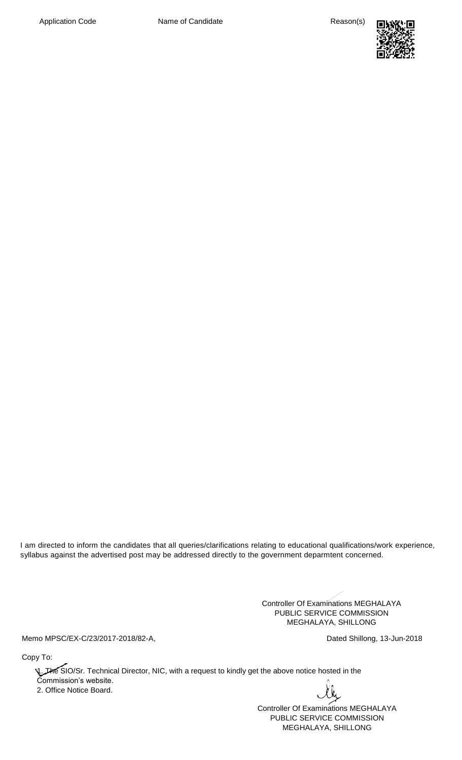| Application Code | Name of Candidate | Reason(s) |
| --- | --- | --- |

I am directed to inform the candidates that all queries/clarifications relating to educational qualifications/work experience, syllabus against the advertised post may be addressed directly to the government deparmtent concerned.

Controller Of Examinations MEGHALAYA
PUBLIC SERVICE COMMISSION
MEGHALAYA, SHILLONG

Memo MPSC/EX-C/23/2017-2018/82-A,

Dated Shillong, 13-Jun-2018

Copy To:

1. The SIO/Sr. Technical Director, NIC, with a request to kindly get the above notice hosted in the Commission's website.
2. Office Notice Board.

Controller Of Examinations MEGHALAYA
PUBLIC SERVICE COMMISSION
MEGHALAYA, SHILLONG